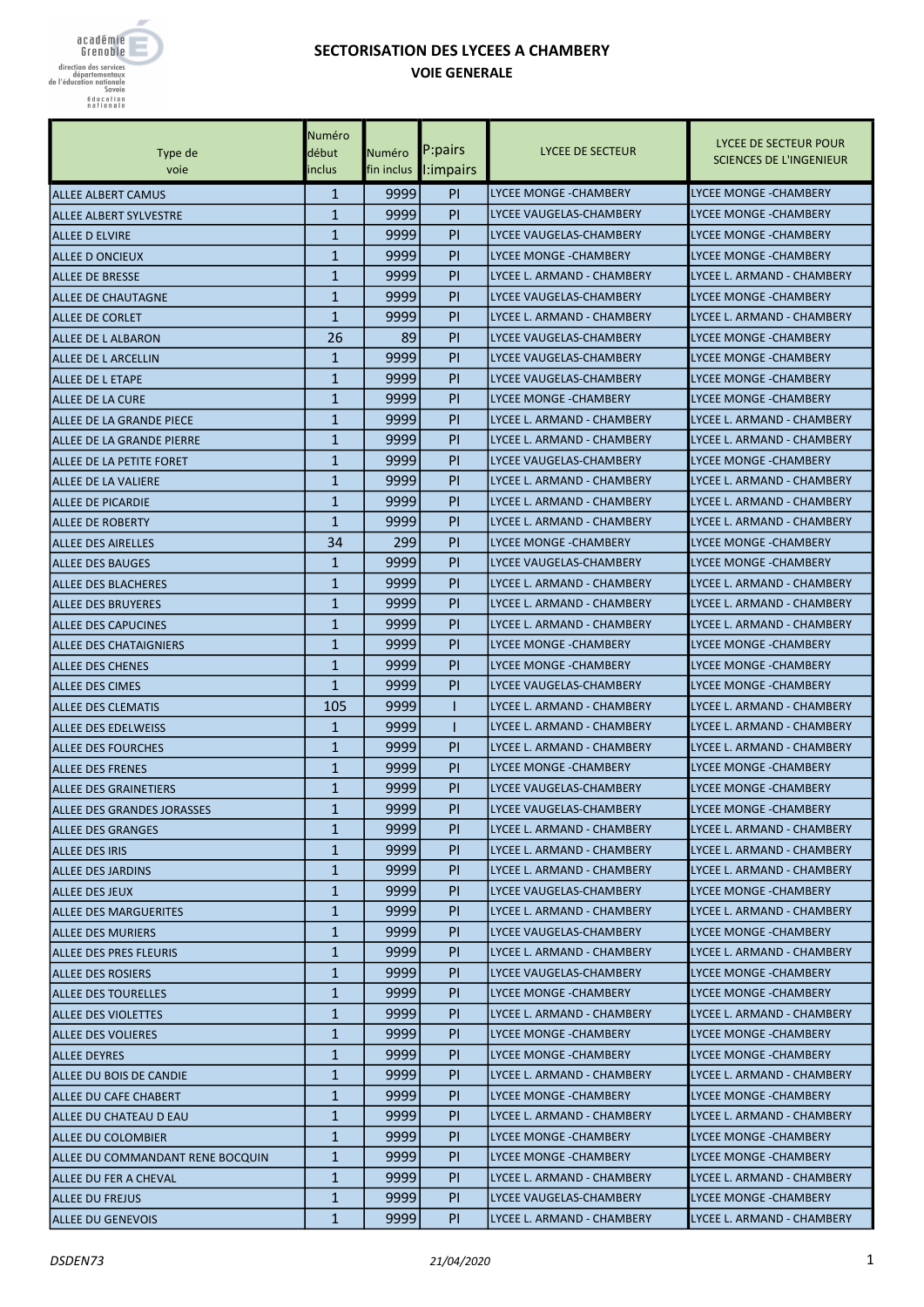# SECTORISATION DES LYCEES A CHAMBERY

## VOIE GENERALE

| Type de voie | Numéro début inclus | Numéro fin inclus | P:pairs I:impairs | LYCEE DE SECTEUR | LYCEE DE SECTEUR POUR SCIENCES DE L'INGENIEUR |
|---|---|---|---|---|---|
| ALLEE ALBERT CAMUS | 1 | 9999 | PI | LYCEE MONGE -CHAMBERY | LYCEE MONGE -CHAMBERY |
| ALLEE ALBERT SYLVESTRE | 1 | 9999 | PI | LYCEE VAUGELAS-CHAMBERY | LYCEE MONGE -CHAMBERY |
| ALLEE D ELVIRE | 1 | 9999 | PI | LYCEE VAUGELAS-CHAMBERY | LYCEE MONGE -CHAMBERY |
| ALLEE D ONCIEUX | 1 | 9999 | PI | LYCEE MONGE -CHAMBERY | LYCEE MONGE -CHAMBERY |
| ALLEE DE BRESSE | 1 | 9999 | PI | LYCEE L. ARMAND - CHAMBERY | LYCEE L. ARMAND - CHAMBERY |
| ALLEE DE CHAUTAGNE | 1 | 9999 | PI | LYCEE VAUGELAS-CHAMBERY | LYCEE MONGE -CHAMBERY |
| ALLEE DE CORLET | 1 | 9999 | PI | LYCEE L. ARMAND - CHAMBERY | LYCEE L. ARMAND - CHAMBERY |
| ALLEE DE L ALBARON | 26 | 89 | PI | LYCEE VAUGELAS-CHAMBERY | LYCEE MONGE -CHAMBERY |
| ALLEE DE L ARCELLIN | 1 | 9999 | PI | LYCEE VAUGELAS-CHAMBERY | LYCEE MONGE -CHAMBERY |
| ALLEE DE L ETAPE | 1 | 9999 | PI | LYCEE VAUGELAS-CHAMBERY | LYCEE MONGE -CHAMBERY |
| ALLEE DE LA CURE | 1 | 9999 | PI | LYCEE MONGE -CHAMBERY | LYCEE MONGE -CHAMBERY |
| ALLEE DE LA GRANDE PIECE | 1 | 9999 | PI | LYCEE L. ARMAND - CHAMBERY | LYCEE L. ARMAND - CHAMBERY |
| ALLEE DE LA GRANDE PIERRE | 1 | 9999 | PI | LYCEE L. ARMAND - CHAMBERY | LYCEE L. ARMAND - CHAMBERY |
| ALLEE DE LA PETITE FORET | 1 | 9999 | PI | LYCEE VAUGELAS-CHAMBERY | LYCEE MONGE -CHAMBERY |
| ALLEE DE LA VALIERE | 1 | 9999 | PI | LYCEE L. ARMAND - CHAMBERY | LYCEE L. ARMAND - CHAMBERY |
| ALLEE DE PICARDIE | 1 | 9999 | PI | LYCEE L. ARMAND - CHAMBERY | LYCEE L. ARMAND - CHAMBERY |
| ALLEE DE ROBERTY | 1 | 9999 | PI | LYCEE L. ARMAND - CHAMBERY | LYCEE L. ARMAND - CHAMBERY |
| ALLEE DES AIRELLES | 34 | 299 | PI | LYCEE MONGE -CHAMBERY | LYCEE MONGE -CHAMBERY |
| ALLEE DES BAUGES | 1 | 9999 | PI | LYCEE VAUGELAS-CHAMBERY | LYCEE MONGE -CHAMBERY |
| ALLEE DES BLACHERES | 1 | 9999 | PI | LYCEE L. ARMAND - CHAMBERY | LYCEE L. ARMAND - CHAMBERY |
| ALLEE DES BRUYERES | 1 | 9999 | PI | LYCEE L. ARMAND - CHAMBERY | LYCEE L. ARMAND - CHAMBERY |
| ALLEE DES CAPUCINES | 1 | 9999 | PI | LYCEE L. ARMAND - CHAMBERY | LYCEE L. ARMAND - CHAMBERY |
| ALLEE DES CHATAIGNIERS | 1 | 9999 | PI | LYCEE MONGE -CHAMBERY | LYCEE MONGE -CHAMBERY |
| ALLEE DES CHENES | 1 | 9999 | PI | LYCEE MONGE -CHAMBERY | LYCEE MONGE -CHAMBERY |
| ALLEE DES CIMES | 1 | 9999 | PI | LYCEE VAUGELAS-CHAMBERY | LYCEE MONGE -CHAMBERY |
| ALLEE DES CLEMATIS | 105 | 9999 | I | LYCEE L. ARMAND - CHAMBERY | LYCEE L. ARMAND - CHAMBERY |
| ALLEE DES EDELWEISS | 1 | 9999 | I | LYCEE L. ARMAND - CHAMBERY | LYCEE L. ARMAND - CHAMBERY |
| ALLEE DES FOURCHES | 1 | 9999 | PI | LYCEE L. ARMAND - CHAMBERY | LYCEE L. ARMAND - CHAMBERY |
| ALLEE DES FRENES | 1 | 9999 | PI | LYCEE MONGE -CHAMBERY | LYCEE MONGE -CHAMBERY |
| ALLEE DES GRAINETIERS | 1 | 9999 | PI | LYCEE VAUGELAS-CHAMBERY | LYCEE MONGE -CHAMBERY |
| ALLEE DES GRANDES JORASSES | 1 | 9999 | PI | LYCEE VAUGELAS-CHAMBERY | LYCEE MONGE -CHAMBERY |
| ALLEE DES GRANGES | 1 | 9999 | PI | LYCEE L. ARMAND - CHAMBERY | LYCEE L. ARMAND - CHAMBERY |
| ALLEE DES IRIS | 1 | 9999 | PI | LYCEE L. ARMAND - CHAMBERY | LYCEE L. ARMAND - CHAMBERY |
| ALLEE DES JARDINS | 1 | 9999 | PI | LYCEE L. ARMAND - CHAMBERY | LYCEE L. ARMAND - CHAMBERY |
| ALLEE DES JEUX | 1 | 9999 | PI | LYCEE VAUGELAS-CHAMBERY | LYCEE MONGE -CHAMBERY |
| ALLEE DES MARGUERITES | 1 | 9999 | PI | LYCEE L. ARMAND - CHAMBERY | LYCEE L. ARMAND - CHAMBERY |
| ALLEE DES MURIERS | 1 | 9999 | PI | LYCEE VAUGELAS-CHAMBERY | LYCEE MONGE -CHAMBERY |
| ALLEE DES PRES FLEURIS | 1 | 9999 | PI | LYCEE L. ARMAND - CHAMBERY | LYCEE L. ARMAND - CHAMBERY |
| ALLEE DES ROSIERS | 1 | 9999 | PI | LYCEE VAUGELAS-CHAMBERY | LYCEE MONGE -CHAMBERY |
| ALLEE DES TOURELLES | 1 | 9999 | PI | LYCEE MONGE -CHAMBERY | LYCEE MONGE -CHAMBERY |
| ALLEE DES VIOLETTES | 1 | 9999 | PI | LYCEE L. ARMAND - CHAMBERY | LYCEE L. ARMAND - CHAMBERY |
| ALLEE DES VOLIERES | 1 | 9999 | PI | LYCEE MONGE -CHAMBERY | LYCEE MONGE -CHAMBERY |
| ALLEE DEYRES | 1 | 9999 | PI | LYCEE MONGE -CHAMBERY | LYCEE MONGE -CHAMBERY |
| ALLEE DU BOIS DE CANDIE | 1 | 9999 | PI | LYCEE L. ARMAND - CHAMBERY | LYCEE L. ARMAND - CHAMBERY |
| ALLEE DU CAFE CHABERT | 1 | 9999 | PI | LYCEE MONGE -CHAMBERY | LYCEE MONGE -CHAMBERY |
| ALLEE DU CHATEAU D EAU | 1 | 9999 | PI | LYCEE L. ARMAND - CHAMBERY | LYCEE L. ARMAND - CHAMBERY |
| ALLEE DU COLOMBIER | 1 | 9999 | PI | LYCEE MONGE -CHAMBERY | LYCEE MONGE -CHAMBERY |
| ALLEE DU COMMANDANT RENE BOCQUIN | 1 | 9999 | PI | LYCEE MONGE -CHAMBERY | LYCEE MONGE -CHAMBERY |
| ALLEE DU FER A CHEVAL | 1 | 9999 | PI | LYCEE L. ARMAND - CHAMBERY | LYCEE L. ARMAND - CHAMBERY |
| ALLEE DU FREJUS | 1 | 9999 | PI | LYCEE VAUGELAS-CHAMBERY | LYCEE MONGE -CHAMBERY |
| ALLEE DU GENEVOIS | 1 | 9999 | PI | LYCEE L. ARMAND - CHAMBERY | LYCEE L. ARMAND - CHAMBERY |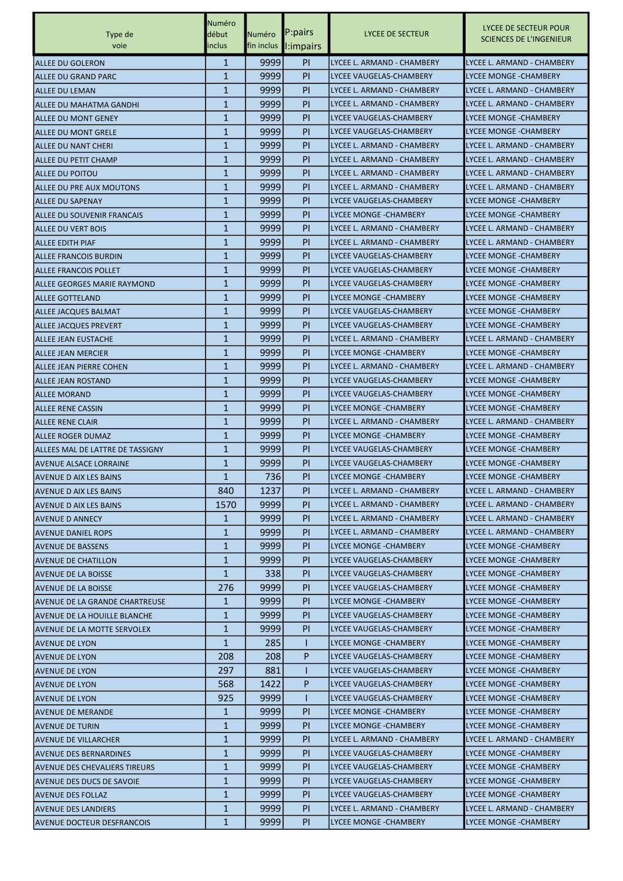| Type de voie | Numéro début inclus | Numéro fin inclus | P:pairs I:impairs | LYCEE DE SECTEUR | LYCEE DE SECTEUR POUR SCIENCES DE L'INGENIEUR |
|---|---|---|---|---|---|
| ALLEE DU GOLERON | 1 | 9999 | PI | LYCEE L. ARMAND - CHAMBERY | LYCEE L. ARMAND - CHAMBERY |
| ALLEE DU GRAND PARC | 1 | 9999 | PI | LYCEE VAUGELAS-CHAMBERY | LYCEE MONGE -CHAMBERY |
| ALLEE DU LEMAN | 1 | 9999 | PI | LYCEE L. ARMAND - CHAMBERY | LYCEE L. ARMAND - CHAMBERY |
| ALLEE DU MAHATMA GANDHI | 1 | 9999 | PI | LYCEE L. ARMAND - CHAMBERY | LYCEE L. ARMAND - CHAMBERY |
| ALLEE DU MONT GENEY | 1 | 9999 | PI | LYCEE VAUGELAS-CHAMBERY | LYCEE MONGE -CHAMBERY |
| ALLEE DU MONT GRELE | 1 | 9999 | PI | LYCEE VAUGELAS-CHAMBERY | LYCEE MONGE -CHAMBERY |
| ALLEE DU NANT CHERI | 1 | 9999 | PI | LYCEE L. ARMAND - CHAMBERY | LYCEE L. ARMAND - CHAMBERY |
| ALLEE DU PETIT CHAMP | 1 | 9999 | PI | LYCEE L. ARMAND - CHAMBERY | LYCEE L. ARMAND - CHAMBERY |
| ALLEE DU POITOU | 1 | 9999 | PI | LYCEE L. ARMAND - CHAMBERY | LYCEE L. ARMAND - CHAMBERY |
| ALLEE DU PRE AUX MOUTONS | 1 | 9999 | PI | LYCEE L. ARMAND - CHAMBERY | LYCEE L. ARMAND - CHAMBERY |
| ALLEE DU SAPENAY | 1 | 9999 | PI | LYCEE VAUGELAS-CHAMBERY | LYCEE MONGE -CHAMBERY |
| ALLEE DU SOUVENIR FRANCAIS | 1 | 9999 | PI | LYCEE MONGE -CHAMBERY | LYCEE MONGE -CHAMBERY |
| ALLEE DU VERT BOIS | 1 | 9999 | PI | LYCEE L. ARMAND - CHAMBERY | LYCEE L. ARMAND - CHAMBERY |
| ALLEE EDITH PIAF | 1 | 9999 | PI | LYCEE L. ARMAND - CHAMBERY | LYCEE L. ARMAND - CHAMBERY |
| ALLEE FRANCOIS BURDIN | 1 | 9999 | PI | LYCEE VAUGELAS-CHAMBERY | LYCEE MONGE -CHAMBERY |
| ALLEE FRANCOIS POLLET | 1 | 9999 | PI | LYCEE VAUGELAS-CHAMBERY | LYCEE MONGE -CHAMBERY |
| ALLEE GEORGES MARIE RAYMOND | 1 | 9999 | PI | LYCEE VAUGELAS-CHAMBERY | LYCEE MONGE -CHAMBERY |
| ALLEE GOTTELAND | 1 | 9999 | PI | LYCEE MONGE -CHAMBERY | LYCEE MONGE -CHAMBERY |
| ALLEE JACQUES BALMAT | 1 | 9999 | PI | LYCEE VAUGELAS-CHAMBERY | LYCEE MONGE -CHAMBERY |
| ALLEE JACQUES PREVERT | 1 | 9999 | PI | LYCEE VAUGELAS-CHAMBERY | LYCEE MONGE -CHAMBERY |
| ALLEE JEAN EUSTACHE | 1 | 9999 | PI | LYCEE L. ARMAND - CHAMBERY | LYCEE L. ARMAND - CHAMBERY |
| ALLEE JEAN MERCIER | 1 | 9999 | PI | LYCEE MONGE -CHAMBERY | LYCEE MONGE -CHAMBERY |
| ALLEE JEAN PIERRE COHEN | 1 | 9999 | PI | LYCEE L. ARMAND - CHAMBERY | LYCEE L. ARMAND - CHAMBERY |
| ALLEE JEAN ROSTAND | 1 | 9999 | PI | LYCEE VAUGELAS-CHAMBERY | LYCEE MONGE -CHAMBERY |
| ALLEE MORAND | 1 | 9999 | PI | LYCEE VAUGELAS-CHAMBERY | LYCEE MONGE -CHAMBERY |
| ALLEE RENE CASSIN | 1 | 9999 | PI | LYCEE MONGE -CHAMBERY | LYCEE MONGE -CHAMBERY |
| ALLEE RENE CLAIR | 1 | 9999 | PI | LYCEE L. ARMAND - CHAMBERY | LYCEE L. ARMAND - CHAMBERY |
| ALLEE ROGER DUMAZ | 1 | 9999 | PI | LYCEE MONGE -CHAMBERY | LYCEE MONGE -CHAMBERY |
| ALLEES MAL DE LATTRE DE TASSIGNY | 1 | 9999 | PI | LYCEE VAUGELAS-CHAMBERY | LYCEE MONGE -CHAMBERY |
| AVENUE ALSACE LORRAINE | 1 | 9999 | PI | LYCEE VAUGELAS-CHAMBERY | LYCEE MONGE -CHAMBERY |
| AVENUE D AIX LES BAINS | 1 | 736 | PI | LYCEE MONGE -CHAMBERY | LYCEE MONGE -CHAMBERY |
| AVENUE D AIX LES BAINS | 840 | 1237 | PI | LYCEE L. ARMAND - CHAMBERY | LYCEE L. ARMAND - CHAMBERY |
| AVENUE D AIX LES BAINS | 1570 | 9999 | PI | LYCEE L. ARMAND - CHAMBERY | LYCEE L. ARMAND - CHAMBERY |
| AVENUE D ANNECY | 1 | 9999 | PI | LYCEE L. ARMAND - CHAMBERY | LYCEE L. ARMAND - CHAMBERY |
| AVENUE DANIEL ROPS | 1 | 9999 | PI | LYCEE L. ARMAND - CHAMBERY | LYCEE L. ARMAND - CHAMBERY |
| AVENUE DE BASSENS | 1 | 9999 | PI | LYCEE MONGE -CHAMBERY | LYCEE MONGE -CHAMBERY |
| AVENUE DE CHATILLON | 1 | 9999 | PI | LYCEE VAUGELAS-CHAMBERY | LYCEE MONGE -CHAMBERY |
| AVENUE DE LA BOISSE | 1 | 338 | PI | LYCEE VAUGELAS-CHAMBERY | LYCEE MONGE -CHAMBERY |
| AVENUE DE LA BOISSE | 276 | 9999 | PI | LYCEE VAUGELAS-CHAMBERY | LYCEE MONGE -CHAMBERY |
| AVENUE DE LA GRANDE CHARTREUSE | 1 | 9999 | PI | LYCEE MONGE -CHAMBERY | LYCEE MONGE -CHAMBERY |
| AVENUE DE LA HOUILLE BLANCHE | 1 | 9999 | PI | LYCEE VAUGELAS-CHAMBERY | LYCEE MONGE -CHAMBERY |
| AVENUE DE LA MOTTE SERVOLEX | 1 | 9999 | PI | LYCEE VAUGELAS-CHAMBERY | LYCEE MONGE -CHAMBERY |
| AVENUE DE LYON | 1 | 285 | I | LYCEE MONGE -CHAMBERY | LYCEE MONGE -CHAMBERY |
| AVENUE DE LYON | 208 | 208 | P | LYCEE VAUGELAS-CHAMBERY | LYCEE MONGE -CHAMBERY |
| AVENUE DE LYON | 297 | 881 | I | LYCEE VAUGELAS-CHAMBERY | LYCEE MONGE -CHAMBERY |
| AVENUE DE LYON | 568 | 1422 | P | LYCEE VAUGELAS-CHAMBERY | LYCEE MONGE -CHAMBERY |
| AVENUE DE LYON | 925 | 9999 | I | LYCEE VAUGELAS-CHAMBERY | LYCEE MONGE -CHAMBERY |
| AVENUE DE MERANDE | 1 | 9999 | PI | LYCEE MONGE -CHAMBERY | LYCEE MONGE -CHAMBERY |
| AVENUE DE TURIN | 1 | 9999 | PI | LYCEE MONGE -CHAMBERY | LYCEE MONGE -CHAMBERY |
| AVENUE DE VILLARCHER | 1 | 9999 | PI | LYCEE L. ARMAND - CHAMBERY | LYCEE L. ARMAND - CHAMBERY |
| AVENUE DES BERNARDINES | 1 | 9999 | PI | LYCEE VAUGELAS-CHAMBERY | LYCEE MONGE -CHAMBERY |
| AVENUE DES CHEVALIERS TIREURS | 1 | 9999 | PI | LYCEE VAUGELAS-CHAMBERY | LYCEE MONGE -CHAMBERY |
| AVENUE DES DUCS DE SAVOIE | 1 | 9999 | PI | LYCEE VAUGELAS-CHAMBERY | LYCEE MONGE -CHAMBERY |
| AVENUE DES FOLLAZ | 1 | 9999 | PI | LYCEE VAUGELAS-CHAMBERY | LYCEE MONGE -CHAMBERY |
| AVENUE DES LANDIERS | 1 | 9999 | PI | LYCEE L. ARMAND - CHAMBERY | LYCEE L. ARMAND - CHAMBERY |
| AVENUE DOCTEUR DESFRANCOIS | 1 | 9999 | PI | LYCEE MONGE -CHAMBERY | LYCEE MONGE -CHAMBERY |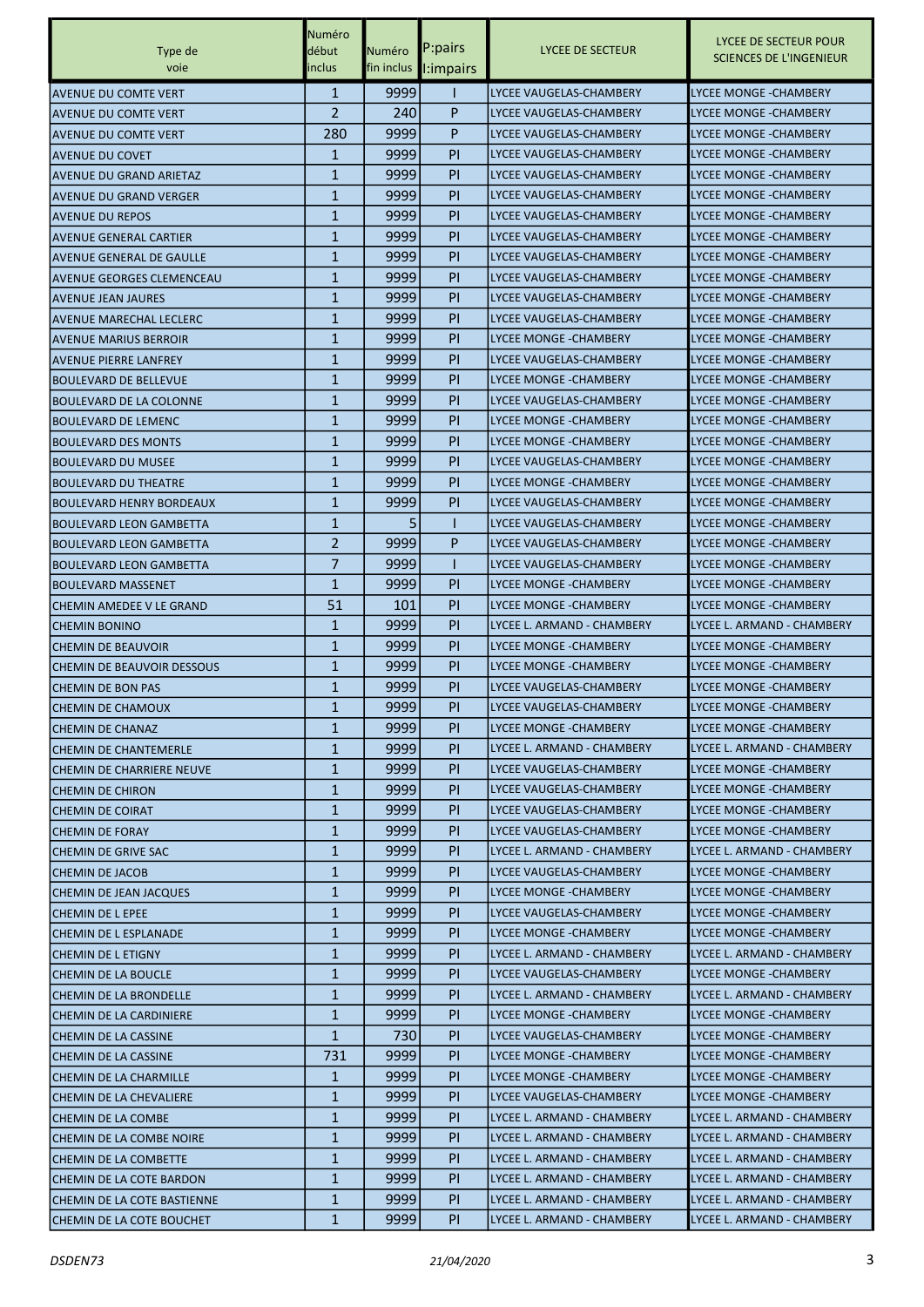| Type de voie | Numéro début inclus | Numéro fin inclus | P:pairs I:impairs | LYCEE DE SECTEUR | LYCEE DE SECTEUR POUR SCIENCES DE L'INGENIEUR |
|---|---|---|---|---|---|
| AVENUE DU COMTE VERT | 1 | 9999 | I | LYCEE VAUGELAS-CHAMBERY | LYCEE MONGE -CHAMBERY |
| AVENUE DU COMTE VERT | 2 | 240 | P | LYCEE VAUGELAS-CHAMBERY | LYCEE MONGE -CHAMBERY |
| AVENUE DU COMTE VERT | 280 | 9999 | P | LYCEE VAUGELAS-CHAMBERY | LYCEE MONGE -CHAMBERY |
| AVENUE DU COVET | 1 | 9999 | PI | LYCEE VAUGELAS-CHAMBERY | LYCEE MONGE -CHAMBERY |
| AVENUE DU GRAND ARIETAZ | 1 | 9999 | PI | LYCEE VAUGELAS-CHAMBERY | LYCEE MONGE -CHAMBERY |
| AVENUE DU GRAND VERGER | 1 | 9999 | PI | LYCEE VAUGELAS-CHAMBERY | LYCEE MONGE -CHAMBERY |
| AVENUE DU REPOS | 1 | 9999 | PI | LYCEE VAUGELAS-CHAMBERY | LYCEE MONGE -CHAMBERY |
| AVENUE GENERAL CARTIER | 1 | 9999 | PI | LYCEE VAUGELAS-CHAMBERY | LYCEE MONGE -CHAMBERY |
| AVENUE GENERAL DE GAULLE | 1 | 9999 | PI | LYCEE VAUGELAS-CHAMBERY | LYCEE MONGE -CHAMBERY |
| AVENUE GEORGES CLEMENCEAU | 1 | 9999 | PI | LYCEE VAUGELAS-CHAMBERY | LYCEE MONGE -CHAMBERY |
| AVENUE JEAN JAURES | 1 | 9999 | PI | LYCEE VAUGELAS-CHAMBERY | LYCEE MONGE -CHAMBERY |
| AVENUE MARECHAL LECLERC | 1 | 9999 | PI | LYCEE VAUGELAS-CHAMBERY | LYCEE MONGE -CHAMBERY |
| AVENUE MARIUS BERROIR | 1 | 9999 | PI | LYCEE MONGE -CHAMBERY | LYCEE MONGE -CHAMBERY |
| AVENUE PIERRE LANFREY | 1 | 9999 | PI | LYCEE VAUGELAS-CHAMBERY | LYCEE MONGE -CHAMBERY |
| BOULEVARD DE BELLEVUE | 1 | 9999 | PI | LYCEE MONGE -CHAMBERY | LYCEE MONGE -CHAMBERY |
| BOULEVARD DE LA COLONNE | 1 | 9999 | PI | LYCEE VAUGELAS-CHAMBERY | LYCEE MONGE -CHAMBERY |
| BOULEVARD DE LEMENC | 1 | 9999 | PI | LYCEE MONGE -CHAMBERY | LYCEE MONGE -CHAMBERY |
| BOULEVARD DES MONTS | 1 | 9999 | PI | LYCEE MONGE -CHAMBERY | LYCEE MONGE -CHAMBERY |
| BOULEVARD DU MUSEE | 1 | 9999 | PI | LYCEE VAUGELAS-CHAMBERY | LYCEE MONGE -CHAMBERY |
| BOULEVARD DU THEATRE | 1 | 9999 | PI | LYCEE MONGE -CHAMBERY | LYCEE MONGE -CHAMBERY |
| BOULEVARD HENRY BORDEAUX | 1 | 9999 | PI | LYCEE VAUGELAS-CHAMBERY | LYCEE MONGE -CHAMBERY |
| BOULEVARD LEON GAMBETTA | 1 | 5 | I | LYCEE VAUGELAS-CHAMBERY | LYCEE MONGE -CHAMBERY |
| BOULEVARD LEON GAMBETTA | 2 | 9999 | P | LYCEE VAUGELAS-CHAMBERY | LYCEE MONGE -CHAMBERY |
| BOULEVARD LEON GAMBETTA | 7 | 9999 | I | LYCEE VAUGELAS-CHAMBERY | LYCEE MONGE -CHAMBERY |
| BOULEVARD MASSENET | 1 | 9999 | PI | LYCEE MONGE -CHAMBERY | LYCEE MONGE -CHAMBERY |
| CHEMIN AMEDEE V LE GRAND | 51 | 101 | PI | LYCEE MONGE -CHAMBERY | LYCEE MONGE -CHAMBERY |
| CHEMIN BONINO | 1 | 9999 | PI | LYCEE L. ARMAND - CHAMBERY | LYCEE L. ARMAND - CHAMBERY |
| CHEMIN DE BEAUVOIR | 1 | 9999 | PI | LYCEE MONGE -CHAMBERY | LYCEE MONGE -CHAMBERY |
| CHEMIN DE BEAUVOIR DESSOUS | 1 | 9999 | PI | LYCEE MONGE -CHAMBERY | LYCEE MONGE -CHAMBERY |
| CHEMIN DE BON PAS | 1 | 9999 | PI | LYCEE VAUGELAS-CHAMBERY | LYCEE MONGE -CHAMBERY |
| CHEMIN DE CHAMOUX | 1 | 9999 | PI | LYCEE VAUGELAS-CHAMBERY | LYCEE MONGE -CHAMBERY |
| CHEMIN DE CHANAZ | 1 | 9999 | PI | LYCEE MONGE -CHAMBERY | LYCEE MONGE -CHAMBERY |
| CHEMIN DE CHANTEMERLE | 1 | 9999 | PI | LYCEE L. ARMAND - CHAMBERY | LYCEE L. ARMAND - CHAMBERY |
| CHEMIN DE CHARRIERE NEUVE | 1 | 9999 | PI | LYCEE VAUGELAS-CHAMBERY | LYCEE MONGE -CHAMBERY |
| CHEMIN DE CHIRON | 1 | 9999 | PI | LYCEE VAUGELAS-CHAMBERY | LYCEE MONGE -CHAMBERY |
| CHEMIN DE COIRAT | 1 | 9999 | PI | LYCEE VAUGELAS-CHAMBERY | LYCEE MONGE -CHAMBERY |
| CHEMIN DE FORAY | 1 | 9999 | PI | LYCEE VAUGELAS-CHAMBERY | LYCEE MONGE -CHAMBERY |
| CHEMIN DE GRIVE SAC | 1 | 9999 | PI | LYCEE L. ARMAND - CHAMBERY | LYCEE L. ARMAND - CHAMBERY |
| CHEMIN DE JACOB | 1 | 9999 | PI | LYCEE VAUGELAS-CHAMBERY | LYCEE MONGE -CHAMBERY |
| CHEMIN DE JEAN JACQUES | 1 | 9999 | PI | LYCEE MONGE -CHAMBERY | LYCEE MONGE -CHAMBERY |
| CHEMIN DE L EPEE | 1 | 9999 | PI | LYCEE VAUGELAS-CHAMBERY | LYCEE MONGE -CHAMBERY |
| CHEMIN DE L ESPLANADE | 1 | 9999 | PI | LYCEE MONGE -CHAMBERY | LYCEE MONGE -CHAMBERY |
| CHEMIN DE L ETIGNY | 1 | 9999 | PI | LYCEE L. ARMAND - CHAMBERY | LYCEE L. ARMAND - CHAMBERY |
| CHEMIN DE LA BOUCLE | 1 | 9999 | PI | LYCEE VAUGELAS-CHAMBERY | LYCEE MONGE -CHAMBERY |
| CHEMIN DE LA BRONDELLE | 1 | 9999 | PI | LYCEE L. ARMAND - CHAMBERY | LYCEE L. ARMAND - CHAMBERY |
| CHEMIN DE LA CARDINIERE | 1 | 9999 | PI | LYCEE MONGE -CHAMBERY | LYCEE MONGE -CHAMBERY |
| CHEMIN DE LA CASSINE | 1 | 730 | PI | LYCEE VAUGELAS-CHAMBERY | LYCEE MONGE -CHAMBERY |
| CHEMIN DE LA CASSINE | 731 | 9999 | PI | LYCEE MONGE -CHAMBERY | LYCEE MONGE -CHAMBERY |
| CHEMIN DE LA CHARMILLE | 1 | 9999 | PI | LYCEE MONGE -CHAMBERY | LYCEE MONGE -CHAMBERY |
| CHEMIN DE LA CHEVALIERE | 1 | 9999 | PI | LYCEE VAUGELAS-CHAMBERY | LYCEE MONGE -CHAMBERY |
| CHEMIN DE LA COMBE | 1 | 9999 | PI | LYCEE L. ARMAND - CHAMBERY | LYCEE L. ARMAND - CHAMBERY |
| CHEMIN DE LA COMBE NOIRE | 1 | 9999 | PI | LYCEE L. ARMAND - CHAMBERY | LYCEE L. ARMAND - CHAMBERY |
| CHEMIN DE LA COMBETTE | 1 | 9999 | PI | LYCEE L. ARMAND - CHAMBERY | LYCEE L. ARMAND - CHAMBERY |
| CHEMIN DE LA COTE BARDON | 1 | 9999 | PI | LYCEE L. ARMAND - CHAMBERY | LYCEE L. ARMAND - CHAMBERY |
| CHEMIN DE LA COTE BASTIENNE | 1 | 9999 | PI | LYCEE L. ARMAND - CHAMBERY | LYCEE L. ARMAND - CHAMBERY |
| CHEMIN DE LA COTE BOUCHET | 1 | 9999 | PI | LYCEE L. ARMAND - CHAMBERY | LYCEE L. ARMAND - CHAMBERY |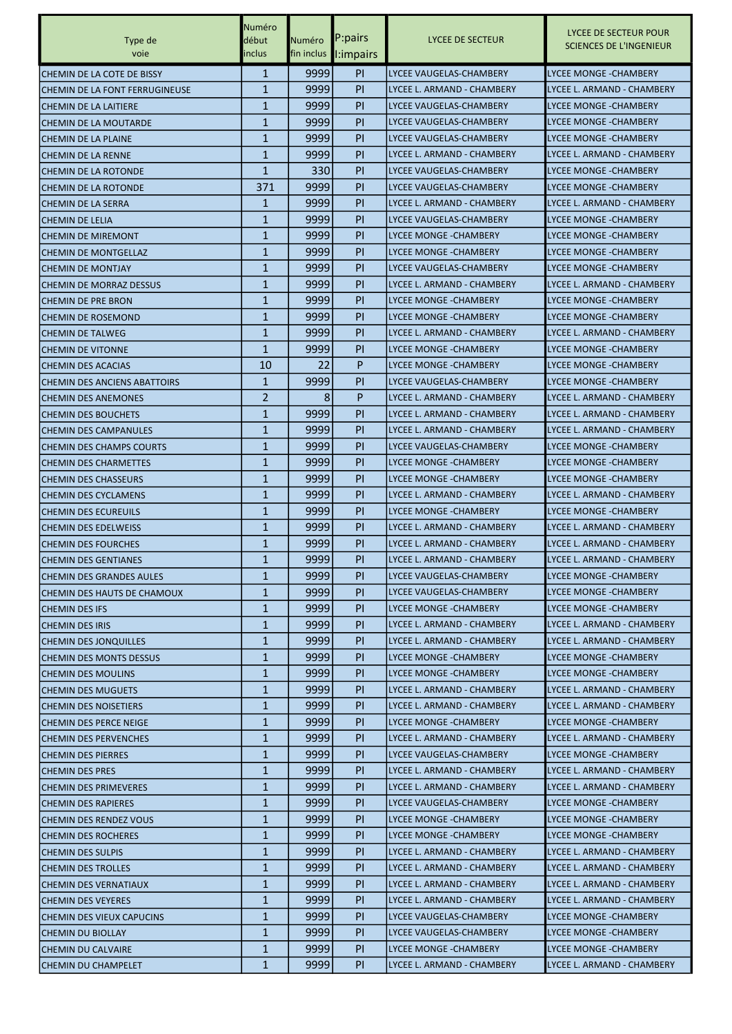| Type de voie | Numéro début inclus | Numéro fin inclus | P:pairs I:impairs | LYCEE DE SECTEUR | LYCEE DE SECTEUR POUR SCIENCES DE L'INGENIEUR |
|---|---|---|---|---|---|
| CHEMIN DE LA COTE DE BISSY | 1 | 9999 | PI | LYCEE VAUGELAS-CHAMBERY | LYCEE MONGE -CHAMBERY |
| CHEMIN DE LA FONT FERRUGINEUSE | 1 | 9999 | PI | LYCEE L. ARMAND - CHAMBERY | LYCEE L. ARMAND - CHAMBERY |
| CHEMIN DE LA LAITIERE | 1 | 9999 | PI | LYCEE VAUGELAS-CHAMBERY | LYCEE MONGE -CHAMBERY |
| CHEMIN DE LA MOUTARDE | 1 | 9999 | PI | LYCEE VAUGELAS-CHAMBERY | LYCEE MONGE -CHAMBERY |
| CHEMIN DE LA PLAINE | 1 | 9999 | PI | LYCEE VAUGELAS-CHAMBERY | LYCEE MONGE -CHAMBERY |
| CHEMIN DE LA RENNE | 1 | 9999 | PI | LYCEE L. ARMAND - CHAMBERY | LYCEE L. ARMAND - CHAMBERY |
| CHEMIN DE LA ROTONDE | 1 | 330 | PI | LYCEE VAUGELAS-CHAMBERY | LYCEE MONGE -CHAMBERY |
| CHEMIN DE LA ROTONDE | 371 | 9999 | PI | LYCEE VAUGELAS-CHAMBERY | LYCEE MONGE -CHAMBERY |
| CHEMIN DE LA SERRA | 1 | 9999 | PI | LYCEE L. ARMAND - CHAMBERY | LYCEE L. ARMAND - CHAMBERY |
| CHEMIN DE LELIA | 1 | 9999 | PI | LYCEE VAUGELAS-CHAMBERY | LYCEE MONGE -CHAMBERY |
| CHEMIN DE MIREMONT | 1 | 9999 | PI | LYCEE MONGE -CHAMBERY | LYCEE MONGE -CHAMBERY |
| CHEMIN DE MONTGELLAZ | 1 | 9999 | PI | LYCEE MONGE -CHAMBERY | LYCEE MONGE -CHAMBERY |
| CHEMIN DE MONTJAY | 1 | 9999 | PI | LYCEE VAUGELAS-CHAMBERY | LYCEE MONGE -CHAMBERY |
| CHEMIN DE MORRAZ DESSUS | 1 | 9999 | PI | LYCEE L. ARMAND - CHAMBERY | LYCEE L. ARMAND - CHAMBERY |
| CHEMIN DE PRE BRON | 1 | 9999 | PI | LYCEE MONGE -CHAMBERY | LYCEE MONGE -CHAMBERY |
| CHEMIN DE ROSEMOND | 1 | 9999 | PI | LYCEE MONGE -CHAMBERY | LYCEE MONGE -CHAMBERY |
| CHEMIN DE TALWEG | 1 | 9999 | PI | LYCEE L. ARMAND - CHAMBERY | LYCEE L. ARMAND - CHAMBERY |
| CHEMIN DE VITONNE | 1 | 9999 | PI | LYCEE MONGE -CHAMBERY | LYCEE MONGE -CHAMBERY |
| CHEMIN DES ACACIAS | 10 | 22 | P | LYCEE MONGE -CHAMBERY | LYCEE MONGE -CHAMBERY |
| CHEMIN DES ANCIENS ABATTOIRS | 1 | 9999 | PI | LYCEE VAUGELAS-CHAMBERY | LYCEE MONGE -CHAMBERY |
| CHEMIN DES ANEMONES | 2 | 8 | P | LYCEE L. ARMAND - CHAMBERY | LYCEE L. ARMAND - CHAMBERY |
| CHEMIN DES BOUCHETS | 1 | 9999 | PI | LYCEE L. ARMAND - CHAMBERY | LYCEE L. ARMAND - CHAMBERY |
| CHEMIN DES CAMPANULES | 1 | 9999 | PI | LYCEE L. ARMAND - CHAMBERY | LYCEE L. ARMAND - CHAMBERY |
| CHEMIN DES CHAMPS COURTS | 1 | 9999 | PI | LYCEE VAUGELAS-CHAMBERY | LYCEE MONGE -CHAMBERY |
| CHEMIN DES CHARMETTES | 1 | 9999 | PI | LYCEE MONGE -CHAMBERY | LYCEE MONGE -CHAMBERY |
| CHEMIN DES CHASSEURS | 1 | 9999 | PI | LYCEE MONGE -CHAMBERY | LYCEE MONGE -CHAMBERY |
| CHEMIN DES CYCLAMENS | 1 | 9999 | PI | LYCEE L. ARMAND - CHAMBERY | LYCEE L. ARMAND - CHAMBERY |
| CHEMIN DES ECUREUILS | 1 | 9999 | PI | LYCEE MONGE -CHAMBERY | LYCEE MONGE -CHAMBERY |
| CHEMIN DES EDELWEISS | 1 | 9999 | PI | LYCEE L. ARMAND - CHAMBERY | LYCEE L. ARMAND - CHAMBERY |
| CHEMIN DES FOURCHES | 1 | 9999 | PI | LYCEE L. ARMAND - CHAMBERY | LYCEE L. ARMAND - CHAMBERY |
| CHEMIN DES GENTIANES | 1 | 9999 | PI | LYCEE L. ARMAND - CHAMBERY | LYCEE L. ARMAND - CHAMBERY |
| CHEMIN DES GRANDES AULES | 1 | 9999 | PI | LYCEE VAUGELAS-CHAMBERY | LYCEE MONGE -CHAMBERY |
| CHEMIN DES HAUTS DE CHAMOUX | 1 | 9999 | PI | LYCEE VAUGELAS-CHAMBERY | LYCEE MONGE -CHAMBERY |
| CHEMIN DES IFS | 1 | 9999 | PI | LYCEE MONGE -CHAMBERY | LYCEE MONGE -CHAMBERY |
| CHEMIN DES IRIS | 1 | 9999 | PI | LYCEE L. ARMAND - CHAMBERY | LYCEE L. ARMAND - CHAMBERY |
| CHEMIN DES JONQUILLES | 1 | 9999 | PI | LYCEE L. ARMAND - CHAMBERY | LYCEE L. ARMAND - CHAMBERY |
| CHEMIN DES MONTS DESSUS | 1 | 9999 | PI | LYCEE MONGE -CHAMBERY | LYCEE MONGE -CHAMBERY |
| CHEMIN DES MOULINS | 1 | 9999 | PI | LYCEE MONGE -CHAMBERY | LYCEE MONGE -CHAMBERY |
| CHEMIN DES MUGUETS | 1 | 9999 | PI | LYCEE L. ARMAND - CHAMBERY | LYCEE L. ARMAND - CHAMBERY |
| CHEMIN DES NOISETIERS | 1 | 9999 | PI | LYCEE L. ARMAND - CHAMBERY | LYCEE L. ARMAND - CHAMBERY |
| CHEMIN DES PERCE NEIGE | 1 | 9999 | PI | LYCEE MONGE -CHAMBERY | LYCEE MONGE -CHAMBERY |
| CHEMIN DES PERVENCHES | 1 | 9999 | PI | LYCEE L. ARMAND - CHAMBERY | LYCEE L. ARMAND - CHAMBERY |
| CHEMIN DES PIERRES | 1 | 9999 | PI | LYCEE VAUGELAS-CHAMBERY | LYCEE MONGE -CHAMBERY |
| CHEMIN DES PRES | 1 | 9999 | PI | LYCEE L. ARMAND - CHAMBERY | LYCEE L. ARMAND - CHAMBERY |
| CHEMIN DES PRIMEVERES | 1 | 9999 | PI | LYCEE L. ARMAND - CHAMBERY | LYCEE L. ARMAND - CHAMBERY |
| CHEMIN DES RAPIERES | 1 | 9999 | PI | LYCEE VAUGELAS-CHAMBERY | LYCEE MONGE -CHAMBERY |
| CHEMIN DES RENDEZ VOUS | 1 | 9999 | PI | LYCEE MONGE -CHAMBERY | LYCEE MONGE -CHAMBERY |
| CHEMIN DES ROCHERES | 1 | 9999 | PI | LYCEE MONGE -CHAMBERY | LYCEE MONGE -CHAMBERY |
| CHEMIN DES SULPIS | 1 | 9999 | PI | LYCEE L. ARMAND - CHAMBERY | LYCEE L. ARMAND - CHAMBERY |
| CHEMIN DES TROLLES | 1 | 9999 | PI | LYCEE L. ARMAND - CHAMBERY | LYCEE L. ARMAND - CHAMBERY |
| CHEMIN DES VERNATIAUX | 1 | 9999 | PI | LYCEE L. ARMAND - CHAMBERY | LYCEE L. ARMAND - CHAMBERY |
| CHEMIN DES VEYERES | 1 | 9999 | PI | LYCEE L. ARMAND - CHAMBERY | LYCEE L. ARMAND - CHAMBERY |
| CHEMIN DES VIEUX CAPUCINS | 1 | 9999 | PI | LYCEE VAUGELAS-CHAMBERY | LYCEE MONGE -CHAMBERY |
| CHEMIN DU BIOLLAY | 1 | 9999 | PI | LYCEE VAUGELAS-CHAMBERY | LYCEE MONGE -CHAMBERY |
| CHEMIN DU CALVAIRE | 1 | 9999 | PI | LYCEE MONGE -CHAMBERY | LYCEE MONGE -CHAMBERY |
| CHEMIN DU CHAMPELET | 1 | 9999 | PI | LYCEE L. ARMAND - CHAMBERY | LYCEE L. ARMAND - CHAMBERY |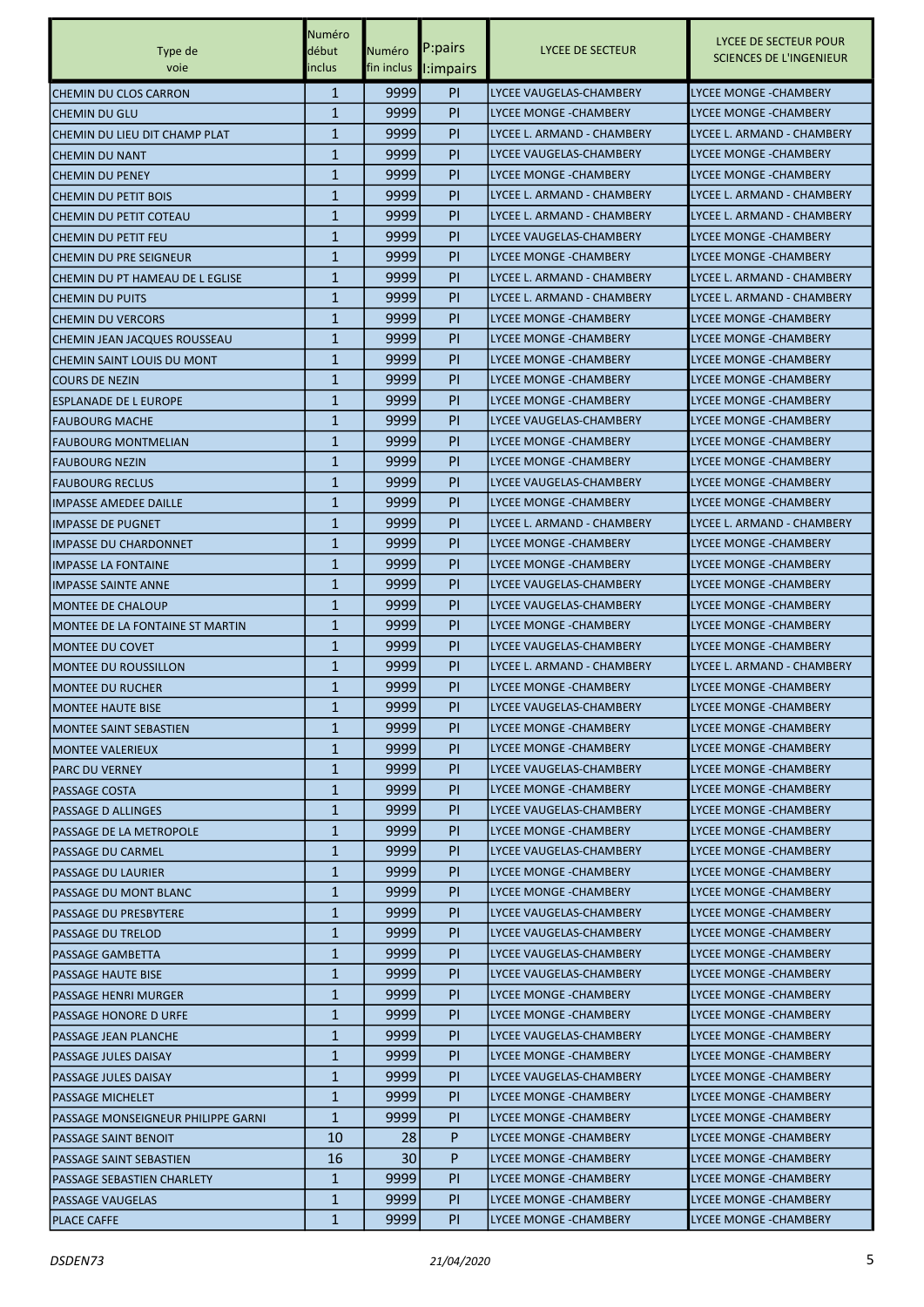| Type de voie | Numéro début inclus | Numéro fin inclus | P:pairs I:impairs | LYCEE DE SECTEUR | LYCEE DE SECTEUR POUR SCIENCES DE L'INGENIEUR |
|---|---|---|---|---|---|
| CHEMIN DU CLOS CARRON | 1 | 9999 | PI | LYCEE VAUGELAS-CHAMBERY | LYCEE MONGE -CHAMBERY |
| CHEMIN DU GLU | 1 | 9999 | PI | LYCEE MONGE -CHAMBERY | LYCEE MONGE -CHAMBERY |
| CHEMIN DU LIEU DIT CHAMP PLAT | 1 | 9999 | PI | LYCEE L. ARMAND - CHAMBERY | LYCEE L. ARMAND - CHAMBERY |
| CHEMIN DU NANT | 1 | 9999 | PI | LYCEE VAUGELAS-CHAMBERY | LYCEE MONGE -CHAMBERY |
| CHEMIN DU PENEY | 1 | 9999 | PI | LYCEE MONGE -CHAMBERY | LYCEE MONGE -CHAMBERY |
| CHEMIN DU PETIT BOIS | 1 | 9999 | PI | LYCEE L. ARMAND - CHAMBERY | LYCEE L. ARMAND - CHAMBERY |
| CHEMIN DU PETIT COTEAU | 1 | 9999 | PI | LYCEE L. ARMAND - CHAMBERY | LYCEE L. ARMAND - CHAMBERY |
| CHEMIN DU PETIT FEU | 1 | 9999 | PI | LYCEE VAUGELAS-CHAMBERY | LYCEE MONGE -CHAMBERY |
| CHEMIN DU PRE SEIGNEUR | 1 | 9999 | PI | LYCEE MONGE -CHAMBERY | LYCEE MONGE -CHAMBERY |
| CHEMIN DU PT HAMEAU DE L EGLISE | 1 | 9999 | PI | LYCEE L. ARMAND - CHAMBERY | LYCEE L. ARMAND - CHAMBERY |
| CHEMIN DU PUITS | 1 | 9999 | PI | LYCEE L. ARMAND - CHAMBERY | LYCEE L. ARMAND - CHAMBERY |
| CHEMIN DU VERCORS | 1 | 9999 | PI | LYCEE MONGE -CHAMBERY | LYCEE MONGE -CHAMBERY |
| CHEMIN JEAN JACQUES ROUSSEAU | 1 | 9999 | PI | LYCEE MONGE -CHAMBERY | LYCEE MONGE -CHAMBERY |
| CHEMIN SAINT LOUIS DU MONT | 1 | 9999 | PI | LYCEE MONGE -CHAMBERY | LYCEE MONGE -CHAMBERY |
| COURS DE NEZIN | 1 | 9999 | PI | LYCEE MONGE -CHAMBERY | LYCEE MONGE -CHAMBERY |
| ESPLANADE DE L EUROPE | 1 | 9999 | PI | LYCEE MONGE -CHAMBERY | LYCEE MONGE -CHAMBERY |
| FAUBOURG MACHE | 1 | 9999 | PI | LYCEE VAUGELAS-CHAMBERY | LYCEE MONGE -CHAMBERY |
| FAUBOURG MONTMELIAN | 1 | 9999 | PI | LYCEE MONGE -CHAMBERY | LYCEE MONGE -CHAMBERY |
| FAUBOURG NEZIN | 1 | 9999 | PI | LYCEE MONGE -CHAMBERY | LYCEE MONGE -CHAMBERY |
| FAUBOURG RECLUS | 1 | 9999 | PI | LYCEE VAUGELAS-CHAMBERY | LYCEE MONGE -CHAMBERY |
| IMPASSE AMEDEE DAILLE | 1 | 9999 | PI | LYCEE MONGE -CHAMBERY | LYCEE MONGE -CHAMBERY |
| IMPASSE DE PUGNET | 1 | 9999 | PI | LYCEE L. ARMAND - CHAMBERY | LYCEE L. ARMAND - CHAMBERY |
| IMPASSE DU CHARDONNET | 1 | 9999 | PI | LYCEE MONGE -CHAMBERY | LYCEE MONGE -CHAMBERY |
| IMPASSE LA FONTAINE | 1 | 9999 | PI | LYCEE MONGE -CHAMBERY | LYCEE MONGE -CHAMBERY |
| IMPASSE SAINTE ANNE | 1 | 9999 | PI | LYCEE VAUGELAS-CHAMBERY | LYCEE MONGE -CHAMBERY |
| MONTEE DE CHALOUP | 1 | 9999 | PI | LYCEE VAUGELAS-CHAMBERY | LYCEE MONGE -CHAMBERY |
| MONTEE DE LA FONTAINE ST MARTIN | 1 | 9999 | PI | LYCEE MONGE -CHAMBERY | LYCEE MONGE -CHAMBERY |
| MONTEE DU COVET | 1 | 9999 | PI | LYCEE VAUGELAS-CHAMBERY | LYCEE MONGE -CHAMBERY |
| MONTEE DU ROUSSILLON | 1 | 9999 | PI | LYCEE L. ARMAND - CHAMBERY | LYCEE L. ARMAND - CHAMBERY |
| MONTEE DU RUCHER | 1 | 9999 | PI | LYCEE MONGE -CHAMBERY | LYCEE MONGE -CHAMBERY |
| MONTEE HAUTE BISE | 1 | 9999 | PI | LYCEE VAUGELAS-CHAMBERY | LYCEE MONGE -CHAMBERY |
| MONTEE SAINT SEBASTIEN | 1 | 9999 | PI | LYCEE MONGE -CHAMBERY | LYCEE MONGE -CHAMBERY |
| MONTEE VALERIEUX | 1 | 9999 | PI | LYCEE MONGE -CHAMBERY | LYCEE MONGE -CHAMBERY |
| PARC DU VERNEY | 1 | 9999 | PI | LYCEE VAUGELAS-CHAMBERY | LYCEE MONGE -CHAMBERY |
| PASSAGE COSTA | 1 | 9999 | PI | LYCEE MONGE -CHAMBERY | LYCEE MONGE -CHAMBERY |
| PASSAGE D ALLINGES | 1 | 9999 | PI | LYCEE VAUGELAS-CHAMBERY | LYCEE MONGE -CHAMBERY |
| PASSAGE DE LA METROPOLE | 1 | 9999 | PI | LYCEE MONGE -CHAMBERY | LYCEE MONGE -CHAMBERY |
| PASSAGE DU CARMEL | 1 | 9999 | PI | LYCEE VAUGELAS-CHAMBERY | LYCEE MONGE -CHAMBERY |
| PASSAGE DU LAURIER | 1 | 9999 | PI | LYCEE MONGE -CHAMBERY | LYCEE MONGE -CHAMBERY |
| PASSAGE DU MONT BLANC | 1 | 9999 | PI | LYCEE MONGE -CHAMBERY | LYCEE MONGE -CHAMBERY |
| PASSAGE DU PRESBYTERE | 1 | 9999 | PI | LYCEE VAUGELAS-CHAMBERY | LYCEE MONGE -CHAMBERY |
| PASSAGE DU TRELOD | 1 | 9999 | PI | LYCEE VAUGELAS-CHAMBERY | LYCEE MONGE -CHAMBERY |
| PASSAGE GAMBETTA | 1 | 9999 | PI | LYCEE VAUGELAS-CHAMBERY | LYCEE MONGE -CHAMBERY |
| PASSAGE HAUTE BISE | 1 | 9999 | PI | LYCEE VAUGELAS-CHAMBERY | LYCEE MONGE -CHAMBERY |
| PASSAGE HENRI MURGER | 1 | 9999 | PI | LYCEE MONGE -CHAMBERY | LYCEE MONGE -CHAMBERY |
| PASSAGE HONORE D URFE | 1 | 9999 | PI | LYCEE MONGE -CHAMBERY | LYCEE MONGE -CHAMBERY |
| PASSAGE JEAN PLANCHE | 1 | 9999 | PI | LYCEE VAUGELAS-CHAMBERY | LYCEE MONGE -CHAMBERY |
| PASSAGE JULES DAISAY | 1 | 9999 | PI | LYCEE MONGE -CHAMBERY | LYCEE MONGE -CHAMBERY |
| PASSAGE JULES DAISAY | 1 | 9999 | PI | LYCEE VAUGELAS-CHAMBERY | LYCEE MONGE -CHAMBERY |
| PASSAGE MICHELET | 1 | 9999 | PI | LYCEE MONGE -CHAMBERY | LYCEE MONGE -CHAMBERY |
| PASSAGE MONSEIGNEUR PHILIPPE GARNI | 1 | 9999 | PI | LYCEE MONGE -CHAMBERY | LYCEE MONGE -CHAMBERY |
| PASSAGE SAINT BENOIT | 10 | 28 | P | LYCEE MONGE -CHAMBERY | LYCEE MONGE -CHAMBERY |
| PASSAGE SAINT SEBASTIEN | 16 | 30 | P | LYCEE MONGE -CHAMBERY | LYCEE MONGE -CHAMBERY |
| PASSAGE SEBASTIEN CHARLETY | 1 | 9999 | PI | LYCEE MONGE -CHAMBERY | LYCEE MONGE -CHAMBERY |
| PASSAGE VAUGELAS | 1 | 9999 | PI | LYCEE MONGE -CHAMBERY | LYCEE MONGE -CHAMBERY |
| PLACE CAFFE | 1 | 9999 | PI | LYCEE MONGE -CHAMBERY | LYCEE MONGE -CHAMBERY |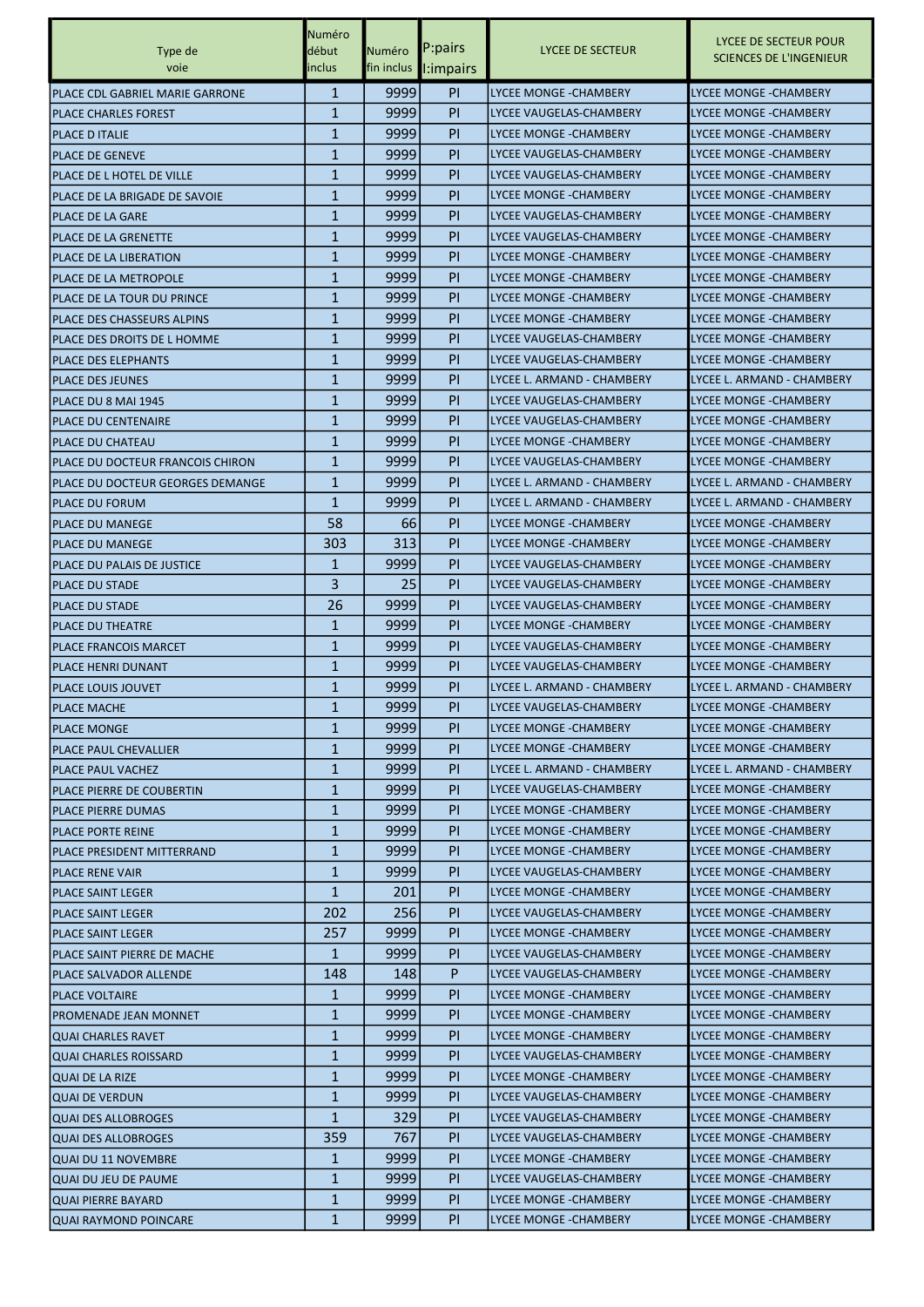| Type de voie | Numéro début inclus | Numéro fin inclus | P:pairs I:impairs | LYCEE DE SECTEUR | LYCEE DE SECTEUR POUR SCIENCES DE L'INGENIEUR |
|---|---|---|---|---|---|
| PLACE CDL GABRIEL MARIE GARRONE | 1 | 9999 | PI | LYCEE MONGE -CHAMBERY | LYCEE MONGE -CHAMBERY |
| PLACE CHARLES FOREST | 1 | 9999 | PI | LYCEE VAUGELAS-CHAMBERY | LYCEE MONGE -CHAMBERY |
| PLACE D ITALIE | 1 | 9999 | PI | LYCEE MONGE -CHAMBERY | LYCEE MONGE -CHAMBERY |
| PLACE DE GENEVE | 1 | 9999 | PI | LYCEE VAUGELAS-CHAMBERY | LYCEE MONGE -CHAMBERY |
| PLACE DE L HOTEL DE VILLE | 1 | 9999 | PI | LYCEE VAUGELAS-CHAMBERY | LYCEE MONGE -CHAMBERY |
| PLACE DE LA BRIGADE DE SAVOIE | 1 | 9999 | PI | LYCEE MONGE -CHAMBERY | LYCEE MONGE -CHAMBERY |
| PLACE DE LA GARE | 1 | 9999 | PI | LYCEE VAUGELAS-CHAMBERY | LYCEE MONGE -CHAMBERY |
| PLACE DE LA GRENETTE | 1 | 9999 | PI | LYCEE VAUGELAS-CHAMBERY | LYCEE MONGE -CHAMBERY |
| PLACE DE LA LIBERATION | 1 | 9999 | PI | LYCEE MONGE -CHAMBERY | LYCEE MONGE -CHAMBERY |
| PLACE DE LA METROPOLE | 1 | 9999 | PI | LYCEE MONGE -CHAMBERY | LYCEE MONGE -CHAMBERY |
| PLACE DE LA TOUR DU PRINCE | 1 | 9999 | PI | LYCEE MONGE -CHAMBERY | LYCEE MONGE -CHAMBERY |
| PLACE DES CHASSEURS ALPINS | 1 | 9999 | PI | LYCEE MONGE -CHAMBERY | LYCEE MONGE -CHAMBERY |
| PLACE DES DROITS DE L HOMME | 1 | 9999 | PI | LYCEE VAUGELAS-CHAMBERY | LYCEE MONGE -CHAMBERY |
| PLACE DES ELEPHANTS | 1 | 9999 | PI | LYCEE VAUGELAS-CHAMBERY | LYCEE MONGE -CHAMBERY |
| PLACE DES JEUNES | 1 | 9999 | PI | LYCEE L. ARMAND - CHAMBERY | LYCEE L. ARMAND - CHAMBERY |
| PLACE DU 8 MAI 1945 | 1 | 9999 | PI | LYCEE VAUGELAS-CHAMBERY | LYCEE MONGE -CHAMBERY |
| PLACE DU CENTENAIRE | 1 | 9999 | PI | LYCEE VAUGELAS-CHAMBERY | LYCEE MONGE -CHAMBERY |
| PLACE DU CHATEAU | 1 | 9999 | PI | LYCEE MONGE -CHAMBERY | LYCEE MONGE -CHAMBERY |
| PLACE DU DOCTEUR FRANCOIS CHIRON | 1 | 9999 | PI | LYCEE VAUGELAS-CHAMBERY | LYCEE MONGE -CHAMBERY |
| PLACE DU DOCTEUR GEORGES DEMANGE | 1 | 9999 | PI | LYCEE L. ARMAND - CHAMBERY | LYCEE L. ARMAND - CHAMBERY |
| PLACE DU FORUM | 1 | 9999 | PI | LYCEE L. ARMAND - CHAMBERY | LYCEE L. ARMAND - CHAMBERY |
| PLACE DU MANEGE | 58 | 66 | PI | LYCEE MONGE -CHAMBERY | LYCEE MONGE -CHAMBERY |
| PLACE DU MANEGE | 303 | 313 | PI | LYCEE MONGE -CHAMBERY | LYCEE MONGE -CHAMBERY |
| PLACE DU PALAIS DE JUSTICE | 1 | 9999 | PI | LYCEE VAUGELAS-CHAMBERY | LYCEE MONGE -CHAMBERY |
| PLACE DU STADE | 3 | 25 | PI | LYCEE VAUGELAS-CHAMBERY | LYCEE MONGE -CHAMBERY |
| PLACE DU STADE | 26 | 9999 | PI | LYCEE VAUGELAS-CHAMBERY | LYCEE MONGE -CHAMBERY |
| PLACE DU THEATRE | 1 | 9999 | PI | LYCEE MONGE -CHAMBERY | LYCEE MONGE -CHAMBERY |
| PLACE FRANCOIS MARCET | 1 | 9999 | PI | LYCEE VAUGELAS-CHAMBERY | LYCEE MONGE -CHAMBERY |
| PLACE HENRI DUNANT | 1 | 9999 | PI | LYCEE VAUGELAS-CHAMBERY | LYCEE MONGE -CHAMBERY |
| PLACE LOUIS JOUVET | 1 | 9999 | PI | LYCEE L. ARMAND - CHAMBERY | LYCEE L. ARMAND - CHAMBERY |
| PLACE MACHE | 1 | 9999 | PI | LYCEE VAUGELAS-CHAMBERY | LYCEE MONGE -CHAMBERY |
| PLACE MONGE | 1 | 9999 | PI | LYCEE MONGE -CHAMBERY | LYCEE MONGE -CHAMBERY |
| PLACE PAUL CHEVALLIER | 1 | 9999 | PI | LYCEE MONGE -CHAMBERY | LYCEE MONGE -CHAMBERY |
| PLACE PAUL VACHEZ | 1 | 9999 | PI | LYCEE L. ARMAND - CHAMBERY | LYCEE L. ARMAND - CHAMBERY |
| PLACE PIERRE DE COUBERTIN | 1 | 9999 | PI | LYCEE VAUGELAS-CHAMBERY | LYCEE MONGE -CHAMBERY |
| PLACE PIERRE DUMAS | 1 | 9999 | PI | LYCEE MONGE -CHAMBERY | LYCEE MONGE -CHAMBERY |
| PLACE PORTE REINE | 1 | 9999 | PI | LYCEE MONGE -CHAMBERY | LYCEE MONGE -CHAMBERY |
| PLACE PRESIDENT MITTERRAND | 1 | 9999 | PI | LYCEE MONGE -CHAMBERY | LYCEE MONGE -CHAMBERY |
| PLACE RENE VAIR | 1 | 9999 | PI | LYCEE VAUGELAS-CHAMBERY | LYCEE MONGE -CHAMBERY |
| PLACE SAINT LEGER | 1 | 201 | PI | LYCEE MONGE -CHAMBERY | LYCEE MONGE -CHAMBERY |
| PLACE SAINT LEGER | 202 | 256 | PI | LYCEE VAUGELAS-CHAMBERY | LYCEE MONGE -CHAMBERY |
| PLACE SAINT LEGER | 257 | 9999 | PI | LYCEE MONGE -CHAMBERY | LYCEE MONGE -CHAMBERY |
| PLACE SAINT PIERRE DE MACHE | 1 | 9999 | PI | LYCEE VAUGELAS-CHAMBERY | LYCEE MONGE -CHAMBERY |
| PLACE SALVADOR ALLENDE | 148 | 148 | P | LYCEE VAUGELAS-CHAMBERY | LYCEE MONGE -CHAMBERY |
| PLACE VOLTAIRE | 1 | 9999 | PI | LYCEE MONGE -CHAMBERY | LYCEE MONGE -CHAMBERY |
| PROMENADE JEAN MONNET | 1 | 9999 | PI | LYCEE MONGE -CHAMBERY | LYCEE MONGE -CHAMBERY |
| QUAI CHARLES RAVET | 1 | 9999 | PI | LYCEE MONGE -CHAMBERY | LYCEE MONGE -CHAMBERY |
| QUAI CHARLES ROISSARD | 1 | 9999 | PI | LYCEE VAUGELAS-CHAMBERY | LYCEE MONGE -CHAMBERY |
| QUAI DE LA RIZE | 1 | 9999 | PI | LYCEE MONGE -CHAMBERY | LYCEE MONGE -CHAMBERY |
| QUAI DE VERDUN | 1 | 9999 | PI | LYCEE VAUGELAS-CHAMBERY | LYCEE MONGE -CHAMBERY |
| QUAI DES ALLOBROGES | 1 | 329 | PI | LYCEE VAUGELAS-CHAMBERY | LYCEE MONGE -CHAMBERY |
| QUAI DES ALLOBROGES | 359 | 767 | PI | LYCEE VAUGELAS-CHAMBERY | LYCEE MONGE -CHAMBERY |
| QUAI DU 11 NOVEMBRE | 1 | 9999 | PI | LYCEE MONGE -CHAMBERY | LYCEE MONGE -CHAMBERY |
| QUAI DU JEU DE PAUME | 1 | 9999 | PI | LYCEE VAUGELAS-CHAMBERY | LYCEE MONGE -CHAMBERY |
| QUAI PIERRE BAYARD | 1 | 9999 | PI | LYCEE MONGE -CHAMBERY | LYCEE MONGE -CHAMBERY |
| QUAI RAYMOND POINCARE | 1 | 9999 | PI | LYCEE MONGE -CHAMBERY | LYCEE MONGE -CHAMBERY |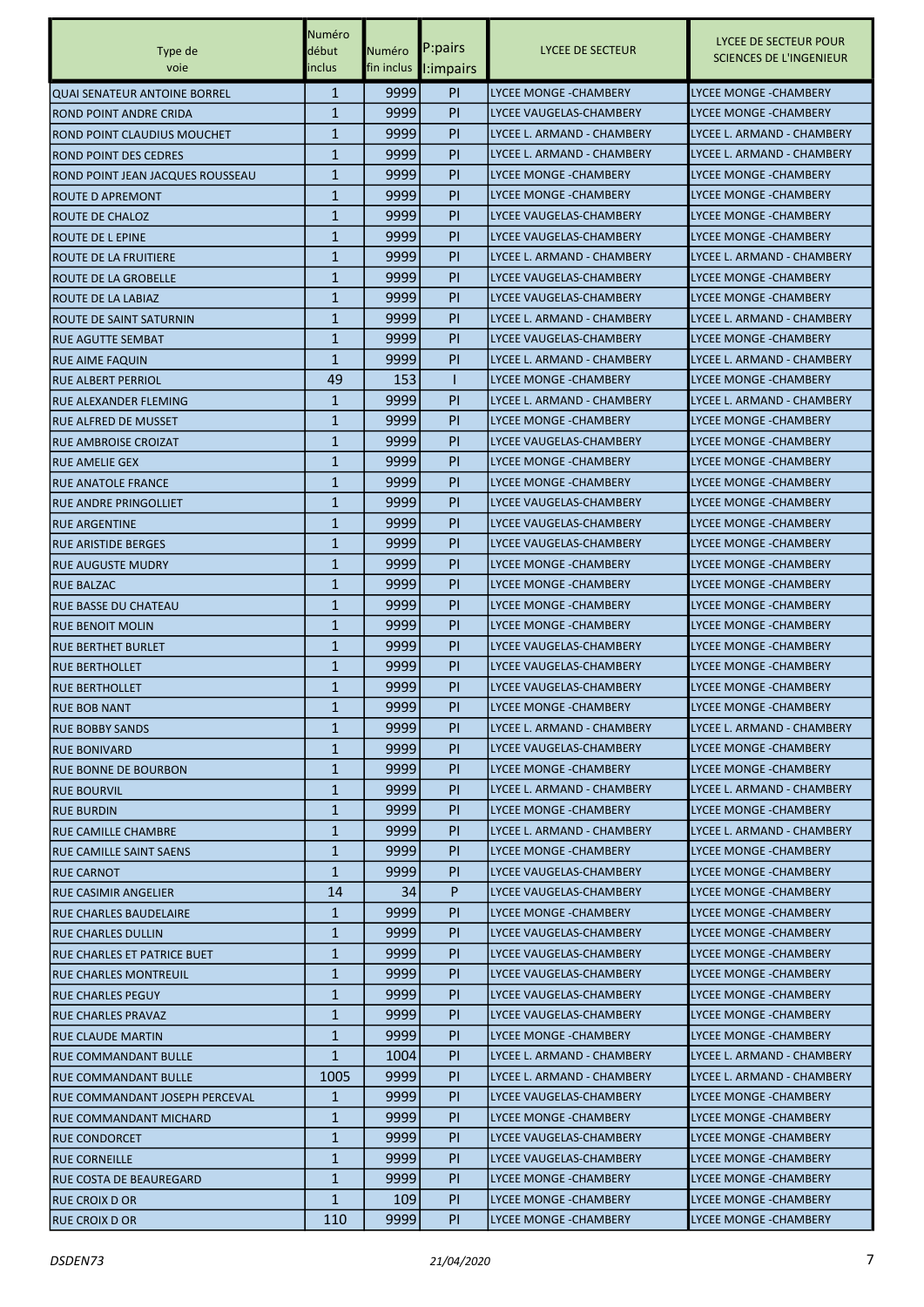| Type de voie | Numéro début inclus | Numéro fin inclus | P:pairs I:impairs | LYCEE DE SECTEUR | LYCEE DE SECTEUR POUR SCIENCES DE L'INGENIEUR |
|---|---|---|---|---|---|
| QUAI SENATEUR ANTOINE BORREL | 1 | 9999 | PI | LYCEE MONGE -CHAMBERY | LYCEE MONGE -CHAMBERY |
| ROND POINT ANDRE CRIDA | 1 | 9999 | PI | LYCEE VAUGELAS-CHAMBERY | LYCEE MONGE -CHAMBERY |
| ROND POINT CLAUDIUS MOUCHET | 1 | 9999 | PI | LYCEE L. ARMAND - CHAMBERY | LYCEE L. ARMAND - CHAMBERY |
| ROND POINT DES CEDRES | 1 | 9999 | PI | LYCEE L. ARMAND - CHAMBERY | LYCEE L. ARMAND - CHAMBERY |
| ROND POINT JEAN JACQUES ROUSSEAU | 1 | 9999 | PI | LYCEE MONGE -CHAMBERY | LYCEE MONGE -CHAMBERY |
| ROUTE D APREMONT | 1 | 9999 | PI | LYCEE MONGE -CHAMBERY | LYCEE MONGE -CHAMBERY |
| ROUTE DE CHALOZ | 1 | 9999 | PI | LYCEE VAUGELAS-CHAMBERY | LYCEE MONGE -CHAMBERY |
| ROUTE DE L EPINE | 1 | 9999 | PI | LYCEE VAUGELAS-CHAMBERY | LYCEE MONGE -CHAMBERY |
| ROUTE DE LA FRUITIERE | 1 | 9999 | PI | LYCEE L. ARMAND - CHAMBERY | LYCEE L. ARMAND - CHAMBERY |
| ROUTE DE LA GROBELLE | 1 | 9999 | PI | LYCEE VAUGELAS-CHAMBERY | LYCEE MONGE -CHAMBERY |
| ROUTE DE LA LABIAZ | 1 | 9999 | PI | LYCEE VAUGELAS-CHAMBERY | LYCEE MONGE -CHAMBERY |
| ROUTE DE SAINT SATURNIN | 1 | 9999 | PI | LYCEE L. ARMAND - CHAMBERY | LYCEE L. ARMAND - CHAMBERY |
| RUE AGUTTE SEMBAT | 1 | 9999 | PI | LYCEE VAUGELAS-CHAMBERY | LYCEE MONGE -CHAMBERY |
| RUE AIME FAQUIN | 1 | 9999 | PI | LYCEE L. ARMAND - CHAMBERY | LYCEE L. ARMAND - CHAMBERY |
| RUE ALBERT PERRIOL | 49 | 153 | I | LYCEE MONGE -CHAMBERY | LYCEE MONGE -CHAMBERY |
| RUE ALEXANDER FLEMING | 1 | 9999 | PI | LYCEE L. ARMAND - CHAMBERY | LYCEE L. ARMAND - CHAMBERY |
| RUE ALFRED DE MUSSET | 1 | 9999 | PI | LYCEE MONGE -CHAMBERY | LYCEE MONGE -CHAMBERY |
| RUE AMBROISE CROIZAT | 1 | 9999 | PI | LYCEE VAUGELAS-CHAMBERY | LYCEE MONGE -CHAMBERY |
| RUE AMELIE GEX | 1 | 9999 | PI | LYCEE MONGE -CHAMBERY | LYCEE MONGE -CHAMBERY |
| RUE ANATOLE FRANCE | 1 | 9999 | PI | LYCEE MONGE -CHAMBERY | LYCEE MONGE -CHAMBERY |
| RUE ANDRE PRINGOLLIET | 1 | 9999 | PI | LYCEE VAUGELAS-CHAMBERY | LYCEE MONGE -CHAMBERY |
| RUE ARGENTINE | 1 | 9999 | PI | LYCEE VAUGELAS-CHAMBERY | LYCEE MONGE -CHAMBERY |
| RUE ARISTIDE BERGES | 1 | 9999 | PI | LYCEE VAUGELAS-CHAMBERY | LYCEE MONGE -CHAMBERY |
| RUE AUGUSTE MUDRY | 1 | 9999 | PI | LYCEE MONGE -CHAMBERY | LYCEE MONGE -CHAMBERY |
| RUE BALZAC | 1 | 9999 | PI | LYCEE MONGE -CHAMBERY | LYCEE MONGE -CHAMBERY |
| RUE BASSE DU CHATEAU | 1 | 9999 | PI | LYCEE MONGE -CHAMBERY | LYCEE MONGE -CHAMBERY |
| RUE BENOIT MOLIN | 1 | 9999 | PI | LYCEE MONGE -CHAMBERY | LYCEE MONGE -CHAMBERY |
| RUE BERTHET BURLET | 1 | 9999 | PI | LYCEE VAUGELAS-CHAMBERY | LYCEE MONGE -CHAMBERY |
| RUE BERTHOLLET | 1 | 9999 | PI | LYCEE VAUGELAS-CHAMBERY | LYCEE MONGE -CHAMBERY |
| RUE BERTHOLLET | 1 | 9999 | PI | LYCEE VAUGELAS-CHAMBERY | LYCEE MONGE -CHAMBERY |
| RUE BOB NANT | 1 | 9999 | PI | LYCEE MONGE -CHAMBERY | LYCEE MONGE -CHAMBERY |
| RUE BOBBY SANDS | 1 | 9999 | PI | LYCEE L. ARMAND - CHAMBERY | LYCEE L. ARMAND - CHAMBERY |
| RUE BONIVARD | 1 | 9999 | PI | LYCEE VAUGELAS-CHAMBERY | LYCEE MONGE -CHAMBERY |
| RUE BONNE DE BOURBON | 1 | 9999 | PI | LYCEE MONGE -CHAMBERY | LYCEE MONGE -CHAMBERY |
| RUE BOURVIL | 1 | 9999 | PI | LYCEE L. ARMAND - CHAMBERY | LYCEE L. ARMAND - CHAMBERY |
| RUE BURDIN | 1 | 9999 | PI | LYCEE MONGE -CHAMBERY | LYCEE MONGE -CHAMBERY |
| RUE CAMILLE CHAMBRE | 1 | 9999 | PI | LYCEE L. ARMAND - CHAMBERY | LYCEE L. ARMAND - CHAMBERY |
| RUE CAMILLE SAINT SAENS | 1 | 9999 | PI | LYCEE MONGE -CHAMBERY | LYCEE MONGE -CHAMBERY |
| RUE CARNOT | 1 | 9999 | PI | LYCEE VAUGELAS-CHAMBERY | LYCEE MONGE -CHAMBERY |
| RUE CASIMIR ANGELIER | 14 | 34 | P | LYCEE VAUGELAS-CHAMBERY | LYCEE MONGE -CHAMBERY |
| RUE CHARLES BAUDELAIRE | 1 | 9999 | PI | LYCEE MONGE -CHAMBERY | LYCEE MONGE -CHAMBERY |
| RUE CHARLES DULLIN | 1 | 9999 | PI | LYCEE VAUGELAS-CHAMBERY | LYCEE MONGE -CHAMBERY |
| RUE CHARLES ET PATRICE BUET | 1 | 9999 | PI | LYCEE VAUGELAS-CHAMBERY | LYCEE MONGE -CHAMBERY |
| RUE CHARLES MONTREUIL | 1 | 9999 | PI | LYCEE VAUGELAS-CHAMBERY | LYCEE MONGE -CHAMBERY |
| RUE CHARLES PEGUY | 1 | 9999 | PI | LYCEE VAUGELAS-CHAMBERY | LYCEE MONGE -CHAMBERY |
| RUE CHARLES PRAVAZ | 1 | 9999 | PI | LYCEE VAUGELAS-CHAMBERY | LYCEE MONGE -CHAMBERY |
| RUE CLAUDE MARTIN | 1 | 9999 | PI | LYCEE MONGE -CHAMBERY | LYCEE MONGE -CHAMBERY |
| RUE COMMANDANT BULLE | 1 | 1004 | PI | LYCEE L. ARMAND - CHAMBERY | LYCEE L. ARMAND - CHAMBERY |
| RUE COMMANDANT BULLE | 1005 | 9999 | PI | LYCEE L. ARMAND - CHAMBERY | LYCEE L. ARMAND - CHAMBERY |
| RUE COMMANDANT JOSEPH PERCEVAL | 1 | 9999 | PI | LYCEE VAUGELAS-CHAMBERY | LYCEE MONGE -CHAMBERY |
| RUE COMMANDANT MICHARD | 1 | 9999 | PI | LYCEE MONGE -CHAMBERY | LYCEE MONGE -CHAMBERY |
| RUE CONDORCET | 1 | 9999 | PI | LYCEE VAUGELAS-CHAMBERY | LYCEE MONGE -CHAMBERY |
| RUE CORNEILLE | 1 | 9999 | PI | LYCEE VAUGELAS-CHAMBERY | LYCEE MONGE -CHAMBERY |
| RUE COSTA DE BEAUREGARD | 1 | 9999 | PI | LYCEE MONGE -CHAMBERY | LYCEE MONGE -CHAMBERY |
| RUE CROIX D OR | 1 | 109 | PI | LYCEE MONGE -CHAMBERY | LYCEE MONGE -CHAMBERY |
| RUE CROIX D OR | 110 | 9999 | PI | LYCEE MONGE -CHAMBERY | LYCEE MONGE -CHAMBERY |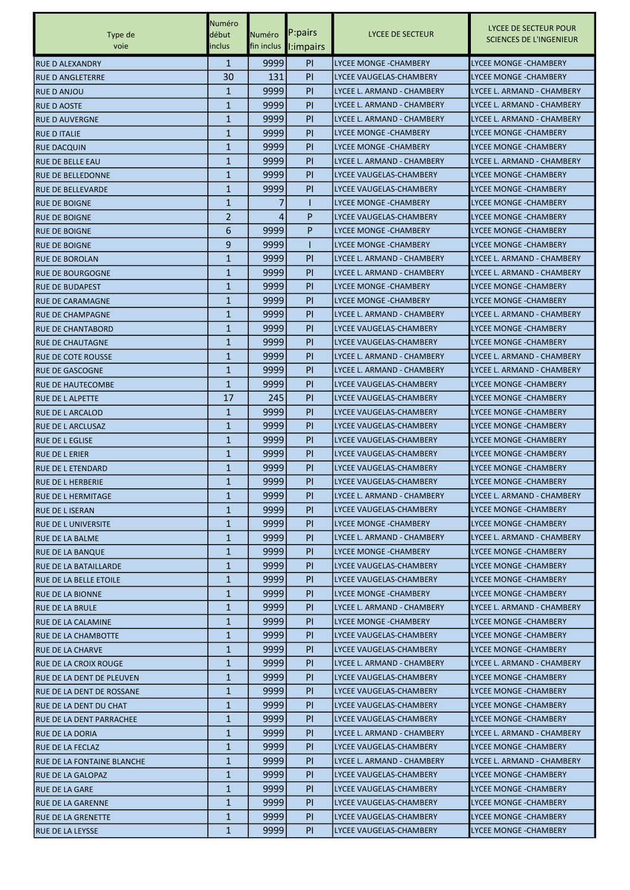| Type de voie | Numéro début inclus | Numéro fin inclus | P:pairs I:impairs | LYCEE DE SECTEUR | LYCEE DE SECTEUR POUR SCIENCES DE L'INGENIEUR |
|---|---|---|---|---|---|
| RUE D ALEXANDRY | 1 | 9999 | PI | LYCEE MONGE -CHAMBERY | LYCEE MONGE -CHAMBERY |
| RUE D ANGLETERRE | 30 | 131 | PI | LYCEE VAUGELAS-CHAMBERY | LYCEE MONGE -CHAMBERY |
| RUE D ANJOU | 1 | 9999 | PI | LYCEE L. ARMAND - CHAMBERY | LYCEE L. ARMAND - CHAMBERY |
| RUE D AOSTE | 1 | 9999 | PI | LYCEE L. ARMAND - CHAMBERY | LYCEE L. ARMAND - CHAMBERY |
| RUE D AUVERGNE | 1 | 9999 | PI | LYCEE L. ARMAND - CHAMBERY | LYCEE L. ARMAND - CHAMBERY |
| RUE D ITALIE | 1 | 9999 | PI | LYCEE MONGE -CHAMBERY | LYCEE MONGE -CHAMBERY |
| RUE DACQUIN | 1 | 9999 | PI | LYCEE MONGE -CHAMBERY | LYCEE MONGE -CHAMBERY |
| RUE DE BELLE EAU | 1 | 9999 | PI | LYCEE L. ARMAND - CHAMBERY | LYCEE L. ARMAND - CHAMBERY |
| RUE DE BELLEDONNE | 1 | 9999 | PI | LYCEE VAUGELAS-CHAMBERY | LYCEE MONGE -CHAMBERY |
| RUE DE BELLEVARDE | 1 | 9999 | PI | LYCEE VAUGELAS-CHAMBERY | LYCEE MONGE -CHAMBERY |
| RUE DE BOIGNE | 1 | 7 | I | LYCEE MONGE -CHAMBERY | LYCEE MONGE -CHAMBERY |
| RUE DE BOIGNE | 2 | 4 | P | LYCEE VAUGELAS-CHAMBERY | LYCEE MONGE -CHAMBERY |
| RUE DE BOIGNE | 6 | 9999 | P | LYCEE MONGE -CHAMBERY | LYCEE MONGE -CHAMBERY |
| RUE DE BOIGNE | 9 | 9999 | I | LYCEE MONGE -CHAMBERY | LYCEE MONGE -CHAMBERY |
| RUE DE BOROLAN | 1 | 9999 | PI | LYCEE L. ARMAND - CHAMBERY | LYCEE L. ARMAND - CHAMBERY |
| RUE DE BOURGOGNE | 1 | 9999 | PI | LYCEE L. ARMAND - CHAMBERY | LYCEE L. ARMAND - CHAMBERY |
| RUE DE BUDAPEST | 1 | 9999 | PI | LYCEE MONGE -CHAMBERY | LYCEE MONGE -CHAMBERY |
| RUE DE CARAMAGNE | 1 | 9999 | PI | LYCEE MONGE -CHAMBERY | LYCEE MONGE -CHAMBERY |
| RUE DE CHAMPAGNE | 1 | 9999 | PI | LYCEE L. ARMAND - CHAMBERY | LYCEE L. ARMAND - CHAMBERY |
| RUE DE CHANTABORD | 1 | 9999 | PI | LYCEE VAUGELAS-CHAMBERY | LYCEE MONGE -CHAMBERY |
| RUE DE CHAUTAGNE | 1 | 9999 | PI | LYCEE VAUGELAS-CHAMBERY | LYCEE MONGE -CHAMBERY |
| RUE DE COTE ROUSSE | 1 | 9999 | PI | LYCEE L. ARMAND - CHAMBERY | LYCEE L. ARMAND - CHAMBERY |
| RUE DE GASCOGNE | 1 | 9999 | PI | LYCEE L. ARMAND - CHAMBERY | LYCEE L. ARMAND - CHAMBERY |
| RUE DE HAUTECOMBE | 1 | 9999 | PI | LYCEE VAUGELAS-CHAMBERY | LYCEE MONGE -CHAMBERY |
| RUE DE L ALPETTE | 17 | 245 | PI | LYCEE VAUGELAS-CHAMBERY | LYCEE MONGE -CHAMBERY |
| RUE DE L ARCALOD | 1 | 9999 | PI | LYCEE VAUGELAS-CHAMBERY | LYCEE MONGE -CHAMBERY |
| RUE DE L ARCLUSAZ | 1 | 9999 | PI | LYCEE VAUGELAS-CHAMBERY | LYCEE MONGE -CHAMBERY |
| RUE DE L EGLISE | 1 | 9999 | PI | LYCEE VAUGELAS-CHAMBERY | LYCEE MONGE -CHAMBERY |
| RUE DE L ERIER | 1 | 9999 | PI | LYCEE VAUGELAS-CHAMBERY | LYCEE MONGE -CHAMBERY |
| RUE DE L ETENDARD | 1 | 9999 | PI | LYCEE VAUGELAS-CHAMBERY | LYCEE MONGE -CHAMBERY |
| RUE DE L HERBERIE | 1 | 9999 | PI | LYCEE VAUGELAS-CHAMBERY | LYCEE MONGE -CHAMBERY |
| RUE DE L HERMITAGE | 1 | 9999 | PI | LYCEE L. ARMAND - CHAMBERY | LYCEE L. ARMAND - CHAMBERY |
| RUE DE L ISERAN | 1 | 9999 | PI | LYCEE VAUGELAS-CHAMBERY | LYCEE MONGE -CHAMBERY |
| RUE DE L UNIVERSITE | 1 | 9999 | PI | LYCEE MONGE -CHAMBERY | LYCEE MONGE -CHAMBERY |
| RUE DE LA BALME | 1 | 9999 | PI | LYCEE L. ARMAND - CHAMBERY | LYCEE L. ARMAND - CHAMBERY |
| RUE DE LA BANQUE | 1 | 9999 | PI | LYCEE MONGE -CHAMBERY | LYCEE MONGE -CHAMBERY |
| RUE DE LA BATAILLARDE | 1 | 9999 | PI | LYCEE VAUGELAS-CHAMBERY | LYCEE MONGE -CHAMBERY |
| RUE DE LA BELLE ETOILE | 1 | 9999 | PI | LYCEE VAUGELAS-CHAMBERY | LYCEE MONGE -CHAMBERY |
| RUE DE LA BIONNE | 1 | 9999 | PI | LYCEE MONGE -CHAMBERY | LYCEE MONGE -CHAMBERY |
| RUE DE LA BRULE | 1 | 9999 | PI | LYCEE L. ARMAND - CHAMBERY | LYCEE L. ARMAND - CHAMBERY |
| RUE DE LA CALAMINE | 1 | 9999 | PI | LYCEE MONGE -CHAMBERY | LYCEE MONGE -CHAMBERY |
| RUE DE LA CHAMBOTTE | 1 | 9999 | PI | LYCEE VAUGELAS-CHAMBERY | LYCEE MONGE -CHAMBERY |
| RUE DE LA CHARVE | 1 | 9999 | PI | LYCEE VAUGELAS-CHAMBERY | LYCEE MONGE -CHAMBERY |
| RUE DE LA CROIX ROUGE | 1 | 9999 | PI | LYCEE L. ARMAND - CHAMBERY | LYCEE L. ARMAND - CHAMBERY |
| RUE DE LA DENT DE PLEUVEN | 1 | 9999 | PI | LYCEE VAUGELAS-CHAMBERY | LYCEE MONGE -CHAMBERY |
| RUE DE LA DENT DE ROSSANE | 1 | 9999 | PI | LYCEE VAUGELAS-CHAMBERY | LYCEE MONGE -CHAMBERY |
| RUE DE LA DENT DU CHAT | 1 | 9999 | PI | LYCEE VAUGELAS-CHAMBERY | LYCEE MONGE -CHAMBERY |
| RUE DE LA DENT PARRACHEE | 1 | 9999 | PI | LYCEE VAUGELAS-CHAMBERY | LYCEE MONGE -CHAMBERY |
| RUE DE LA DORIA | 1 | 9999 | PI | LYCEE L. ARMAND - CHAMBERY | LYCEE L. ARMAND - CHAMBERY |
| RUE DE LA FECLAZ | 1 | 9999 | PI | LYCEE VAUGELAS-CHAMBERY | LYCEE MONGE -CHAMBERY |
| RUE DE LA FONTAINE BLANCHE | 1 | 9999 | PI | LYCEE L. ARMAND - CHAMBERY | LYCEE L. ARMAND - CHAMBERY |
| RUE DE LA GALOPAZ | 1 | 9999 | PI | LYCEE VAUGELAS-CHAMBERY | LYCEE MONGE -CHAMBERY |
| RUE DE LA GARE | 1 | 9999 | PI | LYCEE VAUGELAS-CHAMBERY | LYCEE MONGE -CHAMBERY |
| RUE DE LA GARENNE | 1 | 9999 | PI | LYCEE VAUGELAS-CHAMBERY | LYCEE MONGE -CHAMBERY |
| RUE DE LA GRENETTE | 1 | 9999 | PI | LYCEE VAUGELAS-CHAMBERY | LYCEE MONGE -CHAMBERY |
| RUE DE LA LEYSSE | 1 | 9999 | PI | LYCEE VAUGELAS-CHAMBERY | LYCEE MONGE -CHAMBERY |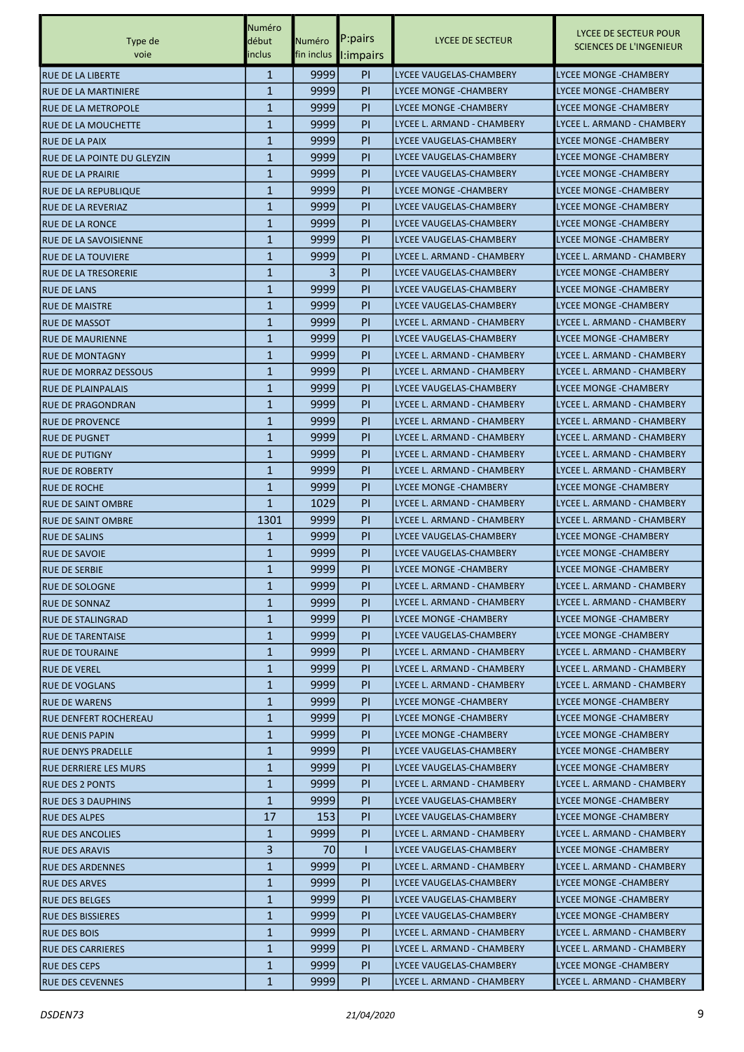| Type de voie | Numéro début inclus | Numéro fin inclus | P:pairs I:impairs | LYCEE DE SECTEUR | LYCEE DE SECTEUR POUR SCIENCES DE L'INGENIEUR |
|---|---|---|---|---|---|
| RUE DE LA LIBERTE | 1 | 9999 | PI | LYCEE VAUGELAS-CHAMBERY | LYCEE MONGE -CHAMBERY |
| RUE DE LA MARTINIERE | 1 | 9999 | PI | LYCEE MONGE -CHAMBERY | LYCEE MONGE -CHAMBERY |
| RUE DE LA METROPOLE | 1 | 9999 | PI | LYCEE MONGE -CHAMBERY | LYCEE MONGE -CHAMBERY |
| RUE DE LA MOUCHETTE | 1 | 9999 | PI | LYCEE L. ARMAND - CHAMBERY | LYCEE L. ARMAND - CHAMBERY |
| RUE DE LA PAIX | 1 | 9999 | PI | LYCEE VAUGELAS-CHAMBERY | LYCEE MONGE -CHAMBERY |
| RUE DE LA POINTE DU GLEYZIN | 1 | 9999 | PI | LYCEE VAUGELAS-CHAMBERY | LYCEE MONGE -CHAMBERY |
| RUE DE LA PRAIRIE | 1 | 9999 | PI | LYCEE VAUGELAS-CHAMBERY | LYCEE MONGE -CHAMBERY |
| RUE DE LA REPUBLIQUE | 1 | 9999 | PI | LYCEE MONGE -CHAMBERY | LYCEE MONGE -CHAMBERY |
| RUE DE LA REVERIAZ | 1 | 9999 | PI | LYCEE VAUGELAS-CHAMBERY | LYCEE MONGE -CHAMBERY |
| RUE DE LA RONCE | 1 | 9999 | PI | LYCEE VAUGELAS-CHAMBERY | LYCEE MONGE -CHAMBERY |
| RUE DE LA SAVOISIENNE | 1 | 9999 | PI | LYCEE VAUGELAS-CHAMBERY | LYCEE MONGE -CHAMBERY |
| RUE DE LA TOUVIERE | 1 | 9999 | PI | LYCEE L. ARMAND - CHAMBERY | LYCEE L. ARMAND - CHAMBERY |
| RUE DE LA TRESORERIE | 1 | 3 | PI | LYCEE VAUGELAS-CHAMBERY | LYCEE MONGE -CHAMBERY |
| RUE DE LANS | 1 | 9999 | PI | LYCEE VAUGELAS-CHAMBERY | LYCEE MONGE -CHAMBERY |
| RUE DE MAISTRE | 1 | 9999 | PI | LYCEE VAUGELAS-CHAMBERY | LYCEE MONGE -CHAMBERY |
| RUE DE MASSOT | 1 | 9999 | PI | LYCEE L. ARMAND - CHAMBERY | LYCEE L. ARMAND - CHAMBERY |
| RUE DE MAURIENNE | 1 | 9999 | PI | LYCEE VAUGELAS-CHAMBERY | LYCEE MONGE -CHAMBERY |
| RUE DE MONTAGNY | 1 | 9999 | PI | LYCEE L. ARMAND - CHAMBERY | LYCEE L. ARMAND - CHAMBERY |
| RUE DE MORRAZ DESSOUS | 1 | 9999 | PI | LYCEE L. ARMAND - CHAMBERY | LYCEE L. ARMAND - CHAMBERY |
| RUE DE PLAINPALAIS | 1 | 9999 | PI | LYCEE VAUGELAS-CHAMBERY | LYCEE MONGE -CHAMBERY |
| RUE DE PRAGONDRAN | 1 | 9999 | PI | LYCEE L. ARMAND - CHAMBERY | LYCEE L. ARMAND - CHAMBERY |
| RUE DE PROVENCE | 1 | 9999 | PI | LYCEE L. ARMAND - CHAMBERY | LYCEE L. ARMAND - CHAMBERY |
| RUE DE PUGNET | 1 | 9999 | PI | LYCEE L. ARMAND - CHAMBERY | LYCEE L. ARMAND - CHAMBERY |
| RUE DE PUTIGNY | 1 | 9999 | PI | LYCEE L. ARMAND - CHAMBERY | LYCEE L. ARMAND - CHAMBERY |
| RUE DE ROBERTY | 1 | 9999 | PI | LYCEE L. ARMAND - CHAMBERY | LYCEE L. ARMAND - CHAMBERY |
| RUE DE ROCHE | 1 | 9999 | PI | LYCEE MONGE -CHAMBERY | LYCEE MONGE -CHAMBERY |
| RUE DE SAINT OMBRE | 1 | 1029 | PI | LYCEE L. ARMAND - CHAMBERY | LYCEE L. ARMAND - CHAMBERY |
| RUE DE SAINT OMBRE | 1301 | 9999 | PI | LYCEE L. ARMAND - CHAMBERY | LYCEE L. ARMAND - CHAMBERY |
| RUE DE SALINS | 1 | 9999 | PI | LYCEE VAUGELAS-CHAMBERY | LYCEE MONGE -CHAMBERY |
| RUE DE SAVOIE | 1 | 9999 | PI | LYCEE VAUGELAS-CHAMBERY | LYCEE MONGE -CHAMBERY |
| RUE DE SERBIE | 1 | 9999 | PI | LYCEE MONGE -CHAMBERY | LYCEE MONGE -CHAMBERY |
| RUE DE SOLOGNE | 1 | 9999 | PI | LYCEE L. ARMAND - CHAMBERY | LYCEE L. ARMAND - CHAMBERY |
| RUE DE SONNAZ | 1 | 9999 | PI | LYCEE L. ARMAND - CHAMBERY | LYCEE L. ARMAND - CHAMBERY |
| RUE DE STALINGRAD | 1 | 9999 | PI | LYCEE MONGE -CHAMBERY | LYCEE MONGE -CHAMBERY |
| RUE DE TARENTAISE | 1 | 9999 | PI | LYCEE VAUGELAS-CHAMBERY | LYCEE MONGE -CHAMBERY |
| RUE DE TOURAINE | 1 | 9999 | PI | LYCEE L. ARMAND - CHAMBERY | LYCEE L. ARMAND - CHAMBERY |
| RUE DE VEREL | 1 | 9999 | PI | LYCEE L. ARMAND - CHAMBERY | LYCEE L. ARMAND - CHAMBERY |
| RUE DE VOGLANS | 1 | 9999 | PI | LYCEE L. ARMAND - CHAMBERY | LYCEE L. ARMAND - CHAMBERY |
| RUE DE WARENS | 1 | 9999 | PI | LYCEE MONGE -CHAMBERY | LYCEE MONGE -CHAMBERY |
| RUE DENFERT ROCHEREAU | 1 | 9999 | PI | LYCEE MONGE -CHAMBERY | LYCEE MONGE -CHAMBERY |
| RUE DENIS PAPIN | 1 | 9999 | PI | LYCEE MONGE -CHAMBERY | LYCEE MONGE -CHAMBERY |
| RUE DENYS PRADELLE | 1 | 9999 | PI | LYCEE VAUGELAS-CHAMBERY | LYCEE MONGE -CHAMBERY |
| RUE DERRIERE LES MURS | 1 | 9999 | PI | LYCEE VAUGELAS-CHAMBERY | LYCEE MONGE -CHAMBERY |
| RUE DES 2 PONTS | 1 | 9999 | PI | LYCEE L. ARMAND - CHAMBERY | LYCEE L. ARMAND - CHAMBERY |
| RUE DES 3 DAUPHINS | 1 | 9999 | PI | LYCEE VAUGELAS-CHAMBERY | LYCEE MONGE -CHAMBERY |
| RUE DES ALPES | 17 | 153 | PI | LYCEE VAUGELAS-CHAMBERY | LYCEE MONGE -CHAMBERY |
| RUE DES ANCOLIES | 1 | 9999 | PI | LYCEE L. ARMAND - CHAMBERY | LYCEE L. ARMAND - CHAMBERY |
| RUE DES ARAVIS | 3 | 70 | I | LYCEE VAUGELAS-CHAMBERY | LYCEE MONGE -CHAMBERY |
| RUE DES ARDENNES | 1 | 9999 | PI | LYCEE L. ARMAND - CHAMBERY | LYCEE L. ARMAND - CHAMBERY |
| RUE DES ARVES | 1 | 9999 | PI | LYCEE VAUGELAS-CHAMBERY | LYCEE MONGE -CHAMBERY |
| RUE DES BELGES | 1 | 9999 | PI | LYCEE VAUGELAS-CHAMBERY | LYCEE MONGE -CHAMBERY |
| RUE DES BISSIERES | 1 | 9999 | PI | LYCEE VAUGELAS-CHAMBERY | LYCEE MONGE -CHAMBERY |
| RUE DES BOIS | 1 | 9999 | PI | LYCEE L. ARMAND - CHAMBERY | LYCEE L. ARMAND - CHAMBERY |
| RUE DES CARRIERES | 1 | 9999 | PI | LYCEE L. ARMAND - CHAMBERY | LYCEE L. ARMAND - CHAMBERY |
| RUE DES CEPS | 1 | 9999 | PI | LYCEE VAUGELAS-CHAMBERY | LYCEE MONGE -CHAMBERY |
| RUE DES CEVENNES | 1 | 9999 | PI | LYCEE L. ARMAND - CHAMBERY | LYCEE L. ARMAND - CHAMBERY |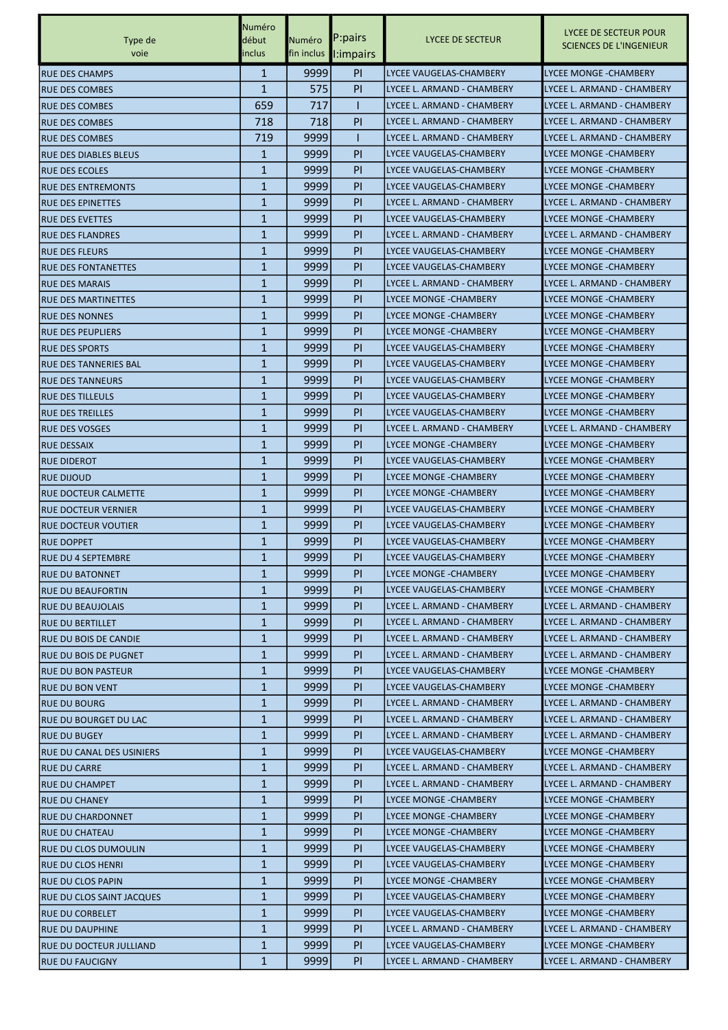| Type de voie | Numéro début inclus | Numéro fin inclus | P:pairs I:impairs | LYCEE DE SECTEUR | LYCEE DE SECTEUR POUR SCIENCES DE L'INGENIEUR |
|---|---|---|---|---|---|
| RUE DES CHAMPS | 1 | 9999 | PI | LYCEE VAUGELAS-CHAMBERY | LYCEE MONGE -CHAMBERY |
| RUE DES COMBES | 1 | 575 | PI | LYCEE L. ARMAND - CHAMBERY | LYCEE L. ARMAND - CHAMBERY |
| RUE DES COMBES | 659 | 717 | I | LYCEE L. ARMAND - CHAMBERY | LYCEE L. ARMAND - CHAMBERY |
| RUE DES COMBES | 718 | 718 | PI | LYCEE L. ARMAND - CHAMBERY | LYCEE L. ARMAND - CHAMBERY |
| RUE DES COMBES | 719 | 9999 | I | LYCEE L. ARMAND - CHAMBERY | LYCEE L. ARMAND - CHAMBERY |
| RUE DES DIABLES BLEUS | 1 | 9999 | PI | LYCEE VAUGELAS-CHAMBERY | LYCEE MONGE -CHAMBERY |
| RUE DES ECOLES | 1 | 9999 | PI | LYCEE VAUGELAS-CHAMBERY | LYCEE MONGE -CHAMBERY |
| RUE DES ENTREMONTS | 1 | 9999 | PI | LYCEE VAUGELAS-CHAMBERY | LYCEE MONGE -CHAMBERY |
| RUE DES EPINETTES | 1 | 9999 | PI | LYCEE L. ARMAND - CHAMBERY | LYCEE L. ARMAND - CHAMBERY |
| RUE DES EVETTES | 1 | 9999 | PI | LYCEE VAUGELAS-CHAMBERY | LYCEE MONGE -CHAMBERY |
| RUE DES FLANDRES | 1 | 9999 | PI | LYCEE L. ARMAND - CHAMBERY | LYCEE L. ARMAND - CHAMBERY |
| RUE DES FLEURS | 1 | 9999 | PI | LYCEE VAUGELAS-CHAMBERY | LYCEE MONGE -CHAMBERY |
| RUE DES FONTANETTES | 1 | 9999 | PI | LYCEE VAUGELAS-CHAMBERY | LYCEE MONGE -CHAMBERY |
| RUE DES MARAIS | 1 | 9999 | PI | LYCEE L. ARMAND - CHAMBERY | LYCEE L. ARMAND - CHAMBERY |
| RUE DES MARTINETTES | 1 | 9999 | PI | LYCEE MONGE -CHAMBERY | LYCEE MONGE -CHAMBERY |
| RUE DES NONNES | 1 | 9999 | PI | LYCEE MONGE -CHAMBERY | LYCEE MONGE -CHAMBERY |
| RUE DES PEUPLIERS | 1 | 9999 | PI | LYCEE MONGE -CHAMBERY | LYCEE MONGE -CHAMBERY |
| RUE DES SPORTS | 1 | 9999 | PI | LYCEE VAUGELAS-CHAMBERY | LYCEE MONGE -CHAMBERY |
| RUE DES TANNERIES BAL | 1 | 9999 | PI | LYCEE VAUGELAS-CHAMBERY | LYCEE MONGE -CHAMBERY |
| RUE DES TANNEURS | 1 | 9999 | PI | LYCEE VAUGELAS-CHAMBERY | LYCEE MONGE -CHAMBERY |
| RUE DES TILLEULS | 1 | 9999 | PI | LYCEE VAUGELAS-CHAMBERY | LYCEE MONGE -CHAMBERY |
| RUE DES TREILLES | 1 | 9999 | PI | LYCEE VAUGELAS-CHAMBERY | LYCEE MONGE -CHAMBERY |
| RUE DES VOSGES | 1 | 9999 | PI | LYCEE L. ARMAND - CHAMBERY | LYCEE L. ARMAND - CHAMBERY |
| RUE DESSAIX | 1 | 9999 | PI | LYCEE MONGE -CHAMBERY | LYCEE MONGE -CHAMBERY |
| RUE DIDEROT | 1 | 9999 | PI | LYCEE VAUGELAS-CHAMBERY | LYCEE MONGE -CHAMBERY |
| RUE DIJOUD | 1 | 9999 | PI | LYCEE MONGE -CHAMBERY | LYCEE MONGE -CHAMBERY |
| RUE DOCTEUR CALMETTE | 1 | 9999 | PI | LYCEE MONGE -CHAMBERY | LYCEE MONGE -CHAMBERY |
| RUE DOCTEUR VERNIER | 1 | 9999 | PI | LYCEE VAUGELAS-CHAMBERY | LYCEE MONGE -CHAMBERY |
| RUE DOCTEUR VOUTIER | 1 | 9999 | PI | LYCEE VAUGELAS-CHAMBERY | LYCEE MONGE -CHAMBERY |
| RUE DOPPET | 1 | 9999 | PI | LYCEE VAUGELAS-CHAMBERY | LYCEE MONGE -CHAMBERY |
| RUE DU 4 SEPTEMBRE | 1 | 9999 | PI | LYCEE VAUGELAS-CHAMBERY | LYCEE MONGE -CHAMBERY |
| RUE DU BATONNET | 1 | 9999 | PI | LYCEE MONGE -CHAMBERY | LYCEE MONGE -CHAMBERY |
| RUE DU BEAUFORTIN | 1 | 9999 | PI | LYCEE VAUGELAS-CHAMBERY | LYCEE MONGE -CHAMBERY |
| RUE DU BEAUJOLAIS | 1 | 9999 | PI | LYCEE L. ARMAND - CHAMBERY | LYCEE L. ARMAND - CHAMBERY |
| RUE DU BERTILLET | 1 | 9999 | PI | LYCEE L. ARMAND - CHAMBERY | LYCEE L. ARMAND - CHAMBERY |
| RUE DU BOIS DE CANDIE | 1 | 9999 | PI | LYCEE L. ARMAND - CHAMBERY | LYCEE L. ARMAND - CHAMBERY |
| RUE DU BOIS DE PUGNET | 1 | 9999 | PI | LYCEE L. ARMAND - CHAMBERY | LYCEE L. ARMAND - CHAMBERY |
| RUE DU BON PASTEUR | 1 | 9999 | PI | LYCEE VAUGELAS-CHAMBERY | LYCEE MONGE -CHAMBERY |
| RUE DU BON VENT | 1 | 9999 | PI | LYCEE VAUGELAS-CHAMBERY | LYCEE MONGE -CHAMBERY |
| RUE DU BOURG | 1 | 9999 | PI | LYCEE L. ARMAND - CHAMBERY | LYCEE L. ARMAND - CHAMBERY |
| RUE DU BOURGET DU LAC | 1 | 9999 | PI | LYCEE L. ARMAND - CHAMBERY | LYCEE L. ARMAND - CHAMBERY |
| RUE DU BUGEY | 1 | 9999 | PI | LYCEE L. ARMAND - CHAMBERY | LYCEE L. ARMAND - CHAMBERY |
| RUE DU CANAL DES USINIERS | 1 | 9999 | PI | LYCEE VAUGELAS-CHAMBERY | LYCEE MONGE -CHAMBERY |
| RUE DU CARRE | 1 | 9999 | PI | LYCEE L. ARMAND - CHAMBERY | LYCEE L. ARMAND - CHAMBERY |
| RUE DU CHAMPET | 1 | 9999 | PI | LYCEE L. ARMAND - CHAMBERY | LYCEE L. ARMAND - CHAMBERY |
| RUE DU CHANEY | 1 | 9999 | PI | LYCEE MONGE -CHAMBERY | LYCEE MONGE -CHAMBERY |
| RUE DU CHARDONNET | 1 | 9999 | PI | LYCEE MONGE -CHAMBERY | LYCEE MONGE -CHAMBERY |
| RUE DU CHATEAU | 1 | 9999 | PI | LYCEE MONGE -CHAMBERY | LYCEE MONGE -CHAMBERY |
| RUE DU CLOS DUMOULIN | 1 | 9999 | PI | LYCEE VAUGELAS-CHAMBERY | LYCEE MONGE -CHAMBERY |
| RUE DU CLOS HENRI | 1 | 9999 | PI | LYCEE VAUGELAS-CHAMBERY | LYCEE MONGE -CHAMBERY |
| RUE DU CLOS PAPIN | 1 | 9999 | PI | LYCEE MONGE -CHAMBERY | LYCEE MONGE -CHAMBERY |
| RUE DU CLOS SAINT JACQUES | 1 | 9999 | PI | LYCEE VAUGELAS-CHAMBERY | LYCEE MONGE -CHAMBERY |
| RUE DU CORBELET | 1 | 9999 | PI | LYCEE VAUGELAS-CHAMBERY | LYCEE MONGE -CHAMBERY |
| RUE DU DAUPHINE | 1 | 9999 | PI | LYCEE L. ARMAND - CHAMBERY | LYCEE L. ARMAND - CHAMBERY |
| RUE DU DOCTEUR JULLIAND | 1 | 9999 | PI | LYCEE VAUGELAS-CHAMBERY | LYCEE MONGE -CHAMBERY |
| RUE DU FAUCIGNY | 1 | 9999 | PI | LYCEE L. ARMAND - CHAMBERY | LYCEE L. ARMAND - CHAMBERY |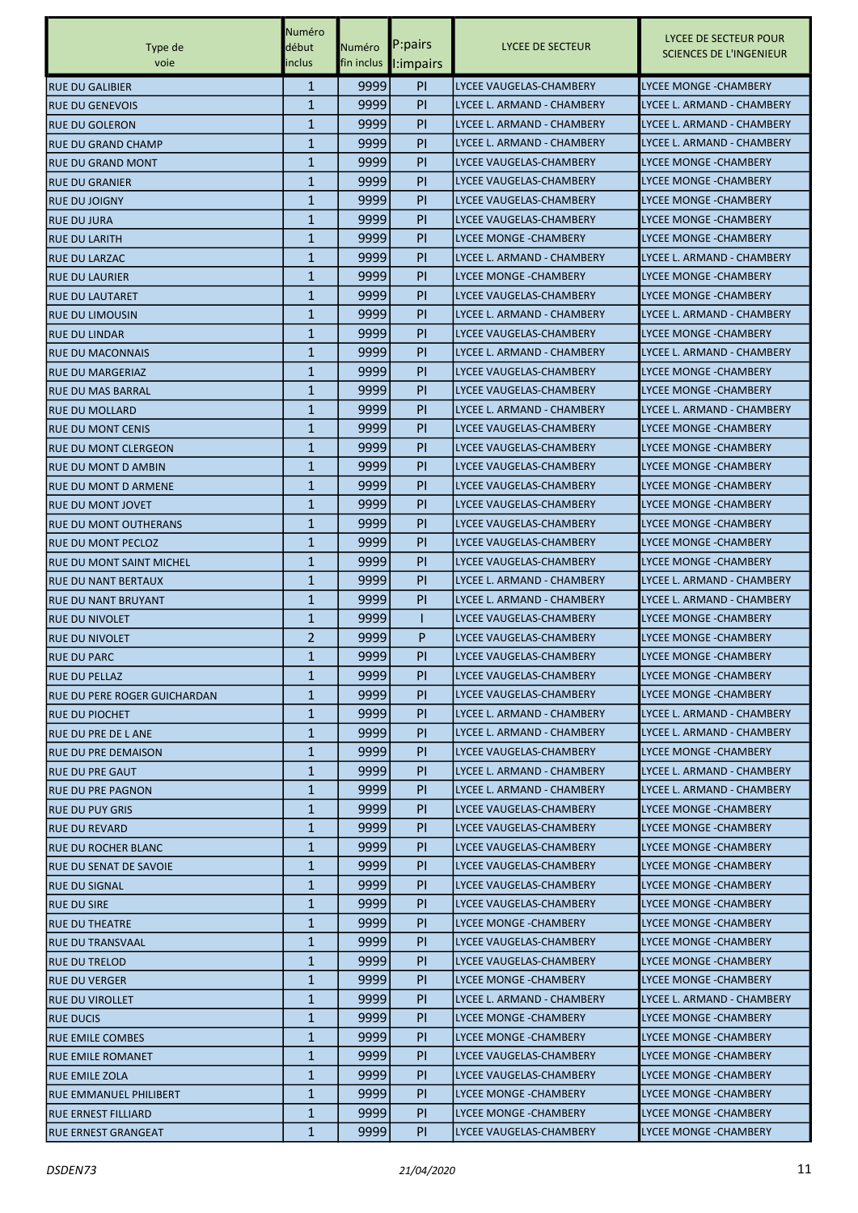| Type de voie | Numéro début inclus | Numéro fin inclus | P:pairs I:impairs | LYCEE DE SECTEUR | LYCEE DE SECTEUR POUR SCIENCES DE L'INGENIEUR |
|---|---|---|---|---|---|
| RUE DU GALIBIER | 1 | 9999 | PI | LYCEE VAUGELAS-CHAMBERY | LYCEE MONGE -CHAMBERY |
| RUE DU GENEVOIS | 1 | 9999 | PI | LYCEE L. ARMAND - CHAMBERY | LYCEE L. ARMAND - CHAMBERY |
| RUE DU GOLERON | 1 | 9999 | PI | LYCEE L. ARMAND - CHAMBERY | LYCEE L. ARMAND - CHAMBERY |
| RUE DU GRAND CHAMP | 1 | 9999 | PI | LYCEE L. ARMAND - CHAMBERY | LYCEE L. ARMAND - CHAMBERY |
| RUE DU GRAND MONT | 1 | 9999 | PI | LYCEE VAUGELAS-CHAMBERY | LYCEE MONGE -CHAMBERY |
| RUE DU GRANIER | 1 | 9999 | PI | LYCEE VAUGELAS-CHAMBERY | LYCEE MONGE -CHAMBERY |
| RUE DU JOIGNY | 1 | 9999 | PI | LYCEE VAUGELAS-CHAMBERY | LYCEE MONGE -CHAMBERY |
| RUE DU JURA | 1 | 9999 | PI | LYCEE VAUGELAS-CHAMBERY | LYCEE MONGE -CHAMBERY |
| RUE DU LARITH | 1 | 9999 | PI | LYCEE MONGE -CHAMBERY | LYCEE MONGE -CHAMBERY |
| RUE DU LARZAC | 1 | 9999 | PI | LYCEE L. ARMAND - CHAMBERY | LYCEE L. ARMAND - CHAMBERY |
| RUE DU LAURIER | 1 | 9999 | PI | LYCEE MONGE -CHAMBERY | LYCEE MONGE -CHAMBERY |
| RUE DU LAUTARET | 1 | 9999 | PI | LYCEE VAUGELAS-CHAMBERY | LYCEE MONGE -CHAMBERY |
| RUE DU LIMOUSIN | 1 | 9999 | PI | LYCEE L. ARMAND - CHAMBERY | LYCEE L. ARMAND - CHAMBERY |
| RUE DU LINDAR | 1 | 9999 | PI | LYCEE VAUGELAS-CHAMBERY | LYCEE MONGE -CHAMBERY |
| RUE DU MACONNAIS | 1 | 9999 | PI | LYCEE L. ARMAND - CHAMBERY | LYCEE L. ARMAND - CHAMBERY |
| RUE DU MARGERIAZ | 1 | 9999 | PI | LYCEE VAUGELAS-CHAMBERY | LYCEE MONGE -CHAMBERY |
| RUE DU MAS BARRAL | 1 | 9999 | PI | LYCEE VAUGELAS-CHAMBERY | LYCEE MONGE -CHAMBERY |
| RUE DU MOLLARD | 1 | 9999 | PI | LYCEE L. ARMAND - CHAMBERY | LYCEE L. ARMAND - CHAMBERY |
| RUE DU MONT CENIS | 1 | 9999 | PI | LYCEE VAUGELAS-CHAMBERY | LYCEE MONGE -CHAMBERY |
| RUE DU MONT CLERGEON | 1 | 9999 | PI | LYCEE VAUGELAS-CHAMBERY | LYCEE MONGE -CHAMBERY |
| RUE DU MONT D AMBIN | 1 | 9999 | PI | LYCEE VAUGELAS-CHAMBERY | LYCEE MONGE -CHAMBERY |
| RUE DU MONT D ARMENE | 1 | 9999 | PI | LYCEE VAUGELAS-CHAMBERY | LYCEE MONGE -CHAMBERY |
| RUE DU MONT JOVET | 1 | 9999 | PI | LYCEE VAUGELAS-CHAMBERY | LYCEE MONGE -CHAMBERY |
| RUE DU MONT OUTHERANS | 1 | 9999 | PI | LYCEE VAUGELAS-CHAMBERY | LYCEE MONGE -CHAMBERY |
| RUE DU MONT PECLOZ | 1 | 9999 | PI | LYCEE VAUGELAS-CHAMBERY | LYCEE MONGE -CHAMBERY |
| RUE DU MONT SAINT MICHEL | 1 | 9999 | PI | LYCEE VAUGELAS-CHAMBERY | LYCEE MONGE -CHAMBERY |
| RUE DU NANT BERTAUX | 1 | 9999 | PI | LYCEE L. ARMAND - CHAMBERY | LYCEE L. ARMAND - CHAMBERY |
| RUE DU NANT BRUYANT | 1 | 9999 | PI | LYCEE L. ARMAND - CHAMBERY | LYCEE L. ARMAND - CHAMBERY |
| RUE DU NIVOLET | 1 | 9999 | I | LYCEE VAUGELAS-CHAMBERY | LYCEE MONGE -CHAMBERY |
| RUE DU NIVOLET | 2 | 9999 | P | LYCEE VAUGELAS-CHAMBERY | LYCEE MONGE -CHAMBERY |
| RUE DU PARC | 1 | 9999 | PI | LYCEE VAUGELAS-CHAMBERY | LYCEE MONGE -CHAMBERY |
| RUE DU PELLAZ | 1 | 9999 | PI | LYCEE VAUGELAS-CHAMBERY | LYCEE MONGE -CHAMBERY |
| RUE DU PERE ROGER GUICHARDAN | 1 | 9999 | PI | LYCEE VAUGELAS-CHAMBERY | LYCEE MONGE -CHAMBERY |
| RUE DU PIOCHET | 1 | 9999 | PI | LYCEE L. ARMAND - CHAMBERY | LYCEE L. ARMAND - CHAMBERY |
| RUE DU PRE DE L ANE | 1 | 9999 | PI | LYCEE L. ARMAND - CHAMBERY | LYCEE L. ARMAND - CHAMBERY |
| RUE DU PRE DEMAISON | 1 | 9999 | PI | LYCEE VAUGELAS-CHAMBERY | LYCEE MONGE -CHAMBERY |
| RUE DU PRE GAUT | 1 | 9999 | PI | LYCEE L. ARMAND - CHAMBERY | LYCEE L. ARMAND - CHAMBERY |
| RUE DU PRE PAGNON | 1 | 9999 | PI | LYCEE L. ARMAND - CHAMBERY | LYCEE L. ARMAND - CHAMBERY |
| RUE DU PUY GRIS | 1 | 9999 | PI | LYCEE VAUGELAS-CHAMBERY | LYCEE MONGE -CHAMBERY |
| RUE DU REVARD | 1 | 9999 | PI | LYCEE VAUGELAS-CHAMBERY | LYCEE MONGE -CHAMBERY |
| RUE DU ROCHER BLANC | 1 | 9999 | PI | LYCEE VAUGELAS-CHAMBERY | LYCEE MONGE -CHAMBERY |
| RUE DU SENAT DE SAVOIE | 1 | 9999 | PI | LYCEE VAUGELAS-CHAMBERY | LYCEE MONGE -CHAMBERY |
| RUE DU SIGNAL | 1 | 9999 | PI | LYCEE VAUGELAS-CHAMBERY | LYCEE MONGE -CHAMBERY |
| RUE DU SIRE | 1 | 9999 | PI | LYCEE VAUGELAS-CHAMBERY | LYCEE MONGE -CHAMBERY |
| RUE DU THEATRE | 1 | 9999 | PI | LYCEE MONGE -CHAMBERY | LYCEE MONGE -CHAMBERY |
| RUE DU TRANSVAAL | 1 | 9999 | PI | LYCEE VAUGELAS-CHAMBERY | LYCEE MONGE -CHAMBERY |
| RUE DU TRELOD | 1 | 9999 | PI | LYCEE VAUGELAS-CHAMBERY | LYCEE MONGE -CHAMBERY |
| RUE DU VERGER | 1 | 9999 | PI | LYCEE MONGE -CHAMBERY | LYCEE MONGE -CHAMBERY |
| RUE DU VIROLLET | 1 | 9999 | PI | LYCEE L. ARMAND - CHAMBERY | LYCEE L. ARMAND - CHAMBERY |
| RUE DUCIS | 1 | 9999 | PI | LYCEE MONGE -CHAMBERY | LYCEE MONGE -CHAMBERY |
| RUE EMILE COMBES | 1 | 9999 | PI | LYCEE MONGE -CHAMBERY | LYCEE MONGE -CHAMBERY |
| RUE EMILE ROMANET | 1 | 9999 | PI | LYCEE VAUGELAS-CHAMBERY | LYCEE MONGE -CHAMBERY |
| RUE EMILE ZOLA | 1 | 9999 | PI | LYCEE VAUGELAS-CHAMBERY | LYCEE MONGE -CHAMBERY |
| RUE EMMANUEL PHILIBERT | 1 | 9999 | PI | LYCEE MONGE -CHAMBERY | LYCEE MONGE -CHAMBERY |
| RUE ERNEST FILLIARD | 1 | 9999 | PI | LYCEE MONGE -CHAMBERY | LYCEE MONGE -CHAMBERY |
| RUE ERNEST GRANGEAT | 1 | 9999 | PI | LYCEE VAUGELAS-CHAMBERY | LYCEE MONGE -CHAMBERY |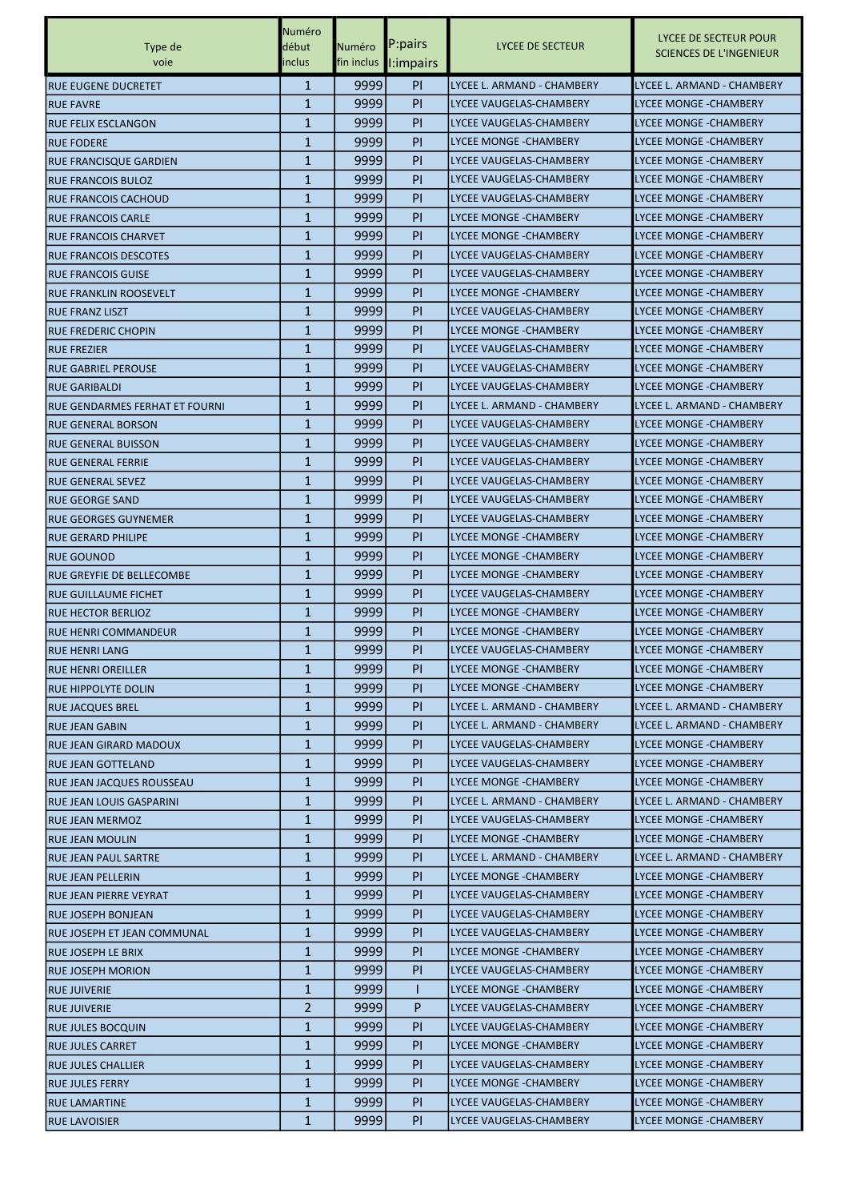| Type de voie | Numéro début inclus | Numéro fin inclus | P:pairs I:impairs | LYCEE DE SECTEUR | LYCEE DE SECTEUR POUR SCIENCES DE L'INGENIEUR |
|---|---|---|---|---|---|
| RUE EUGENE DUCRETET | 1 | 9999 | PI | LYCEE L. ARMAND - CHAMBERY | LYCEE L. ARMAND - CHAMBERY |
| RUE FAVRE | 1 | 9999 | PI | LYCEE VAUGELAS-CHAMBERY | LYCEE MONGE -CHAMBERY |
| RUE FELIX ESCLANGON | 1 | 9999 | PI | LYCEE VAUGELAS-CHAMBERY | LYCEE MONGE -CHAMBERY |
| RUE FODERE | 1 | 9999 | PI | LYCEE MONGE -CHAMBERY | LYCEE MONGE -CHAMBERY |
| RUE FRANCISQUE GARDIEN | 1 | 9999 | PI | LYCEE VAUGELAS-CHAMBERY | LYCEE MONGE -CHAMBERY |
| RUE FRANCOIS BULOZ | 1 | 9999 | PI | LYCEE VAUGELAS-CHAMBERY | LYCEE MONGE -CHAMBERY |
| RUE FRANCOIS CACHOUD | 1 | 9999 | PI | LYCEE VAUGELAS-CHAMBERY | LYCEE MONGE -CHAMBERY |
| RUE FRANCOIS CARLE | 1 | 9999 | PI | LYCEE MONGE -CHAMBERY | LYCEE MONGE -CHAMBERY |
| RUE FRANCOIS CHARVET | 1 | 9999 | PI | LYCEE MONGE -CHAMBERY | LYCEE MONGE -CHAMBERY |
| RUE FRANCOIS DESCOTES | 1 | 9999 | PI | LYCEE VAUGELAS-CHAMBERY | LYCEE MONGE -CHAMBERY |
| RUE FRANCOIS GUISE | 1 | 9999 | PI | LYCEE VAUGELAS-CHAMBERY | LYCEE MONGE -CHAMBERY |
| RUE FRANKLIN ROOSEVELT | 1 | 9999 | PI | LYCEE MONGE -CHAMBERY | LYCEE MONGE -CHAMBERY |
| RUE FRANZ LISZT | 1 | 9999 | PI | LYCEE VAUGELAS-CHAMBERY | LYCEE MONGE -CHAMBERY |
| RUE FREDERIC CHOPIN | 1 | 9999 | PI | LYCEE MONGE -CHAMBERY | LYCEE MONGE -CHAMBERY |
| RUE FREZIER | 1 | 9999 | PI | LYCEE VAUGELAS-CHAMBERY | LYCEE MONGE -CHAMBERY |
| RUE GABRIEL PEROUSE | 1 | 9999 | PI | LYCEE VAUGELAS-CHAMBERY | LYCEE MONGE -CHAMBERY |
| RUE GARIBALDI | 1 | 9999 | PI | LYCEE VAUGELAS-CHAMBERY | LYCEE MONGE -CHAMBERY |
| RUE GENDARMES FERHAT ET FOURNI | 1 | 9999 | PI | LYCEE L. ARMAND - CHAMBERY | LYCEE L. ARMAND - CHAMBERY |
| RUE GENERAL BORSON | 1 | 9999 | PI | LYCEE VAUGELAS-CHAMBERY | LYCEE MONGE -CHAMBERY |
| RUE GENERAL BUISSON | 1 | 9999 | PI | LYCEE VAUGELAS-CHAMBERY | LYCEE MONGE -CHAMBERY |
| RUE GENERAL FERRIE | 1 | 9999 | PI | LYCEE VAUGELAS-CHAMBERY | LYCEE MONGE -CHAMBERY |
| RUE GENERAL SEVEZ | 1 | 9999 | PI | LYCEE VAUGELAS-CHAMBERY | LYCEE MONGE -CHAMBERY |
| RUE GEORGE SAND | 1 | 9999 | PI | LYCEE VAUGELAS-CHAMBERY | LYCEE MONGE -CHAMBERY |
| RUE GEORGES GUYNEMER | 1 | 9999 | PI | LYCEE VAUGELAS-CHAMBERY | LYCEE MONGE -CHAMBERY |
| RUE GERARD PHILIPE | 1 | 9999 | PI | LYCEE MONGE -CHAMBERY | LYCEE MONGE -CHAMBERY |
| RUE GOUNOD | 1 | 9999 | PI | LYCEE MONGE -CHAMBERY | LYCEE MONGE -CHAMBERY |
| RUE GREYFIE DE BELLECOMBE | 1 | 9999 | PI | LYCEE MONGE -CHAMBERY | LYCEE MONGE -CHAMBERY |
| RUE GUILLAUME FICHET | 1 | 9999 | PI | LYCEE VAUGELAS-CHAMBERY | LYCEE MONGE -CHAMBERY |
| RUE HECTOR BERLIOZ | 1 | 9999 | PI | LYCEE MONGE -CHAMBERY | LYCEE MONGE -CHAMBERY |
| RUE HENRI COMMANDEUR | 1 | 9999 | PI | LYCEE MONGE -CHAMBERY | LYCEE MONGE -CHAMBERY |
| RUE HENRI LANG | 1 | 9999 | PI | LYCEE VAUGELAS-CHAMBERY | LYCEE MONGE -CHAMBERY |
| RUE HENRI OREILLER | 1 | 9999 | PI | LYCEE MONGE -CHAMBERY | LYCEE MONGE -CHAMBERY |
| RUE HIPPOLYTE DOLIN | 1 | 9999 | PI | LYCEE MONGE -CHAMBERY | LYCEE MONGE -CHAMBERY |
| RUE JACQUES BREL | 1 | 9999 | PI | LYCEE L. ARMAND - CHAMBERY | LYCEE L. ARMAND - CHAMBERY |
| RUE JEAN GABIN | 1 | 9999 | PI | LYCEE L. ARMAND - CHAMBERY | LYCEE L. ARMAND - CHAMBERY |
| RUE JEAN GIRARD MADOUX | 1 | 9999 | PI | LYCEE VAUGELAS-CHAMBERY | LYCEE MONGE -CHAMBERY |
| RUE JEAN GOTTELAND | 1 | 9999 | PI | LYCEE VAUGELAS-CHAMBERY | LYCEE MONGE -CHAMBERY |
| RUE JEAN JACQUES ROUSSEAU | 1 | 9999 | PI | LYCEE MONGE -CHAMBERY | LYCEE MONGE -CHAMBERY |
| RUE JEAN LOUIS GASPARINI | 1 | 9999 | PI | LYCEE L. ARMAND - CHAMBERY | LYCEE L. ARMAND - CHAMBERY |
| RUE JEAN MERMOZ | 1 | 9999 | PI | LYCEE VAUGELAS-CHAMBERY | LYCEE MONGE -CHAMBERY |
| RUE JEAN MOULIN | 1 | 9999 | PI | LYCEE MONGE -CHAMBERY | LYCEE MONGE -CHAMBERY |
| RUE JEAN PAUL SARTRE | 1 | 9999 | PI | LYCEE L. ARMAND - CHAMBERY | LYCEE L. ARMAND - CHAMBERY |
| RUE JEAN PELLERIN | 1 | 9999 | PI | LYCEE MONGE -CHAMBERY | LYCEE MONGE -CHAMBERY |
| RUE JEAN PIERRE VEYRAT | 1 | 9999 | PI | LYCEE VAUGELAS-CHAMBERY | LYCEE MONGE -CHAMBERY |
| RUE JOSEPH BONJEAN | 1 | 9999 | PI | LYCEE VAUGELAS-CHAMBERY | LYCEE MONGE -CHAMBERY |
| RUE JOSEPH ET JEAN COMMUNAL | 1 | 9999 | PI | LYCEE VAUGELAS-CHAMBERY | LYCEE MONGE -CHAMBERY |
| RUE JOSEPH LE BRIX | 1 | 9999 | PI | LYCEE MONGE -CHAMBERY | LYCEE MONGE -CHAMBERY |
| RUE JOSEPH MORION | 1 | 9999 | PI | LYCEE VAUGELAS-CHAMBERY | LYCEE MONGE -CHAMBERY |
| RUE JUIVERIE | 1 | 9999 | I | LYCEE MONGE -CHAMBERY | LYCEE MONGE -CHAMBERY |
| RUE JUIVERIE | 2 | 9999 | P | LYCEE VAUGELAS-CHAMBERY | LYCEE MONGE -CHAMBERY |
| RUE JULES BOCQUIN | 1 | 9999 | PI | LYCEE VAUGELAS-CHAMBERY | LYCEE MONGE -CHAMBERY |
| RUE JULES CARRET | 1 | 9999 | PI | LYCEE MONGE -CHAMBERY | LYCEE MONGE -CHAMBERY |
| RUE JULES CHALLIER | 1 | 9999 | PI | LYCEE VAUGELAS-CHAMBERY | LYCEE MONGE -CHAMBERY |
| RUE JULES FERRY | 1 | 9999 | PI | LYCEE MONGE -CHAMBERY | LYCEE MONGE -CHAMBERY |
| RUE LAMARTINE | 1 | 9999 | PI | LYCEE VAUGELAS-CHAMBERY | LYCEE MONGE -CHAMBERY |
| RUE LAVOISIER | 1 | 9999 | PI | LYCEE VAUGELAS-CHAMBERY | LYCEE MONGE -CHAMBERY |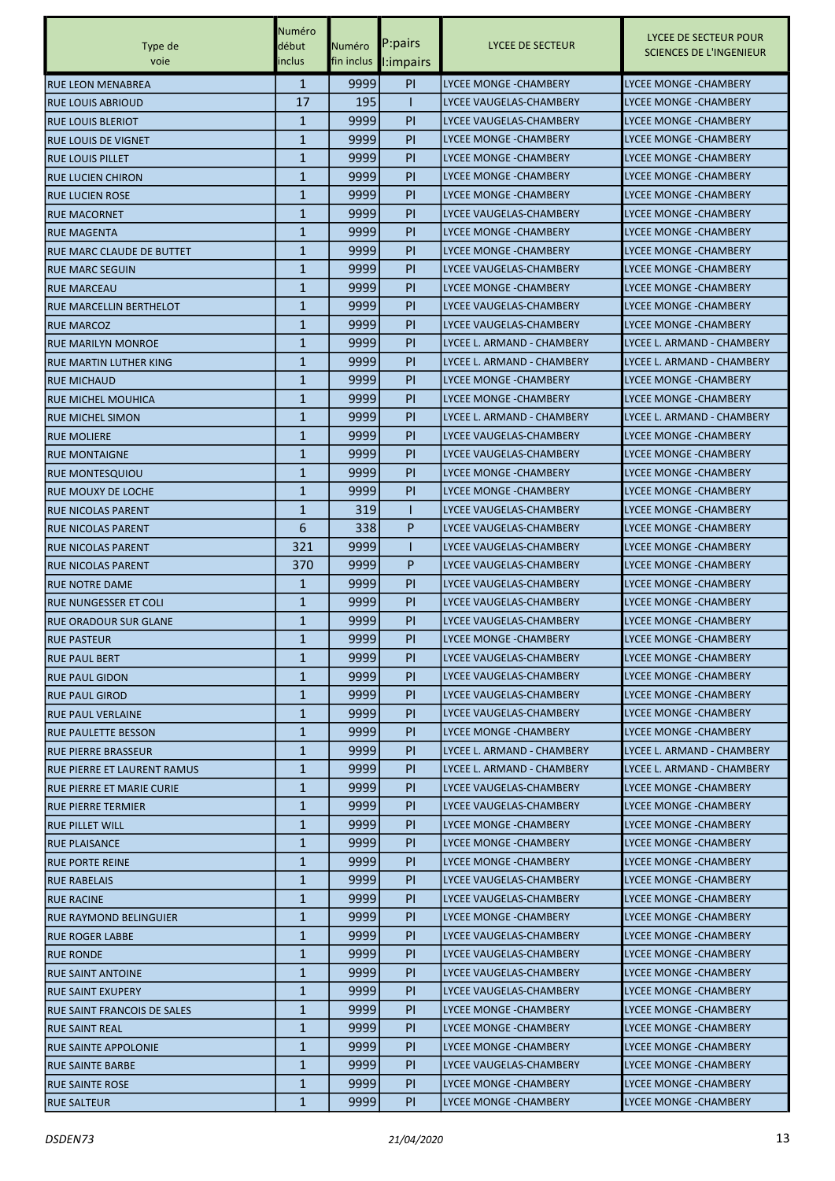| Type de voie | Numéro début inclus | Numéro fin inclus | P:pairs I:impairs | LYCEE DE SECTEUR | LYCEE DE SECTEUR POUR SCIENCES DE L'INGENIEUR |
|---|---|---|---|---|---|
| RUE LEON MENABREA | 1 | 9999 | PI | LYCEE MONGE -CHAMBERY | LYCEE MONGE -CHAMBERY |
| RUE LOUIS ABRIOUD | 17 | 195 | I | LYCEE VAUGELAS-CHAMBERY | LYCEE MONGE -CHAMBERY |
| RUE LOUIS BLERIOT | 1 | 9999 | PI | LYCEE VAUGELAS-CHAMBERY | LYCEE MONGE -CHAMBERY |
| RUE LOUIS DE VIGNET | 1 | 9999 | PI | LYCEE MONGE -CHAMBERY | LYCEE MONGE -CHAMBERY |
| RUE LOUIS PILLET | 1 | 9999 | PI | LYCEE MONGE -CHAMBERY | LYCEE MONGE -CHAMBERY |
| RUE LUCIEN CHIRON | 1 | 9999 | PI | LYCEE MONGE -CHAMBERY | LYCEE MONGE -CHAMBERY |
| RUE LUCIEN ROSE | 1 | 9999 | PI | LYCEE MONGE -CHAMBERY | LYCEE MONGE -CHAMBERY |
| RUE MACORNET | 1 | 9999 | PI | LYCEE VAUGELAS-CHAMBERY | LYCEE MONGE -CHAMBERY |
| RUE MAGENTA | 1 | 9999 | PI | LYCEE MONGE -CHAMBERY | LYCEE MONGE -CHAMBERY |
| RUE MARC CLAUDE DE BUTTET | 1 | 9999 | PI | LYCEE MONGE -CHAMBERY | LYCEE MONGE -CHAMBERY |
| RUE MARC SEGUIN | 1 | 9999 | PI | LYCEE VAUGELAS-CHAMBERY | LYCEE MONGE -CHAMBERY |
| RUE MARCEAU | 1 | 9999 | PI | LYCEE MONGE -CHAMBERY | LYCEE MONGE -CHAMBERY |
| RUE MARCELLIN BERTHELOT | 1 | 9999 | PI | LYCEE VAUGELAS-CHAMBERY | LYCEE MONGE -CHAMBERY |
| RUE MARCOZ | 1 | 9999 | PI | LYCEE VAUGELAS-CHAMBERY | LYCEE MONGE -CHAMBERY |
| RUE MARILYN MONROE | 1 | 9999 | PI | LYCEE L. ARMAND - CHAMBERY | LYCEE L. ARMAND - CHAMBERY |
| RUE MARTIN LUTHER KING | 1 | 9999 | PI | LYCEE L. ARMAND - CHAMBERY | LYCEE L. ARMAND - CHAMBERY |
| RUE MICHAUD | 1 | 9999 | PI | LYCEE MONGE -CHAMBERY | LYCEE MONGE -CHAMBERY |
| RUE MICHEL MOUHICA | 1 | 9999 | PI | LYCEE MONGE -CHAMBERY | LYCEE MONGE -CHAMBERY |
| RUE MICHEL SIMON | 1 | 9999 | PI | LYCEE L. ARMAND - CHAMBERY | LYCEE L. ARMAND - CHAMBERY |
| RUE MOLIERE | 1 | 9999 | PI | LYCEE VAUGELAS-CHAMBERY | LYCEE MONGE -CHAMBERY |
| RUE MONTAIGNE | 1 | 9999 | PI | LYCEE VAUGELAS-CHAMBERY | LYCEE MONGE -CHAMBERY |
| RUE MONTESQUIOU | 1 | 9999 | PI | LYCEE MONGE -CHAMBERY | LYCEE MONGE -CHAMBERY |
| RUE MOUXY DE LOCHE | 1 | 9999 | PI | LYCEE MONGE -CHAMBERY | LYCEE MONGE -CHAMBERY |
| RUE NICOLAS PARENT | 1 | 319 | I | LYCEE VAUGELAS-CHAMBERY | LYCEE MONGE -CHAMBERY |
| RUE NICOLAS PARENT | 6 | 338 | P | LYCEE VAUGELAS-CHAMBERY | LYCEE MONGE -CHAMBERY |
| RUE NICOLAS PARENT | 321 | 9999 | I | LYCEE VAUGELAS-CHAMBERY | LYCEE MONGE -CHAMBERY |
| RUE NICOLAS PARENT | 370 | 9999 | P | LYCEE VAUGELAS-CHAMBERY | LYCEE MONGE -CHAMBERY |
| RUE NOTRE DAME | 1 | 9999 | PI | LYCEE VAUGELAS-CHAMBERY | LYCEE MONGE -CHAMBERY |
| RUE NUNGESSER ET COLI | 1 | 9999 | PI | LYCEE VAUGELAS-CHAMBERY | LYCEE MONGE -CHAMBERY |
| RUE ORADOUR SUR GLANE | 1 | 9999 | PI | LYCEE VAUGELAS-CHAMBERY | LYCEE MONGE -CHAMBERY |
| RUE PASTEUR | 1 | 9999 | PI | LYCEE MONGE -CHAMBERY | LYCEE MONGE -CHAMBERY |
| RUE PAUL BERT | 1 | 9999 | PI | LYCEE VAUGELAS-CHAMBERY | LYCEE MONGE -CHAMBERY |
| RUE PAUL GIDON | 1 | 9999 | PI | LYCEE VAUGELAS-CHAMBERY | LYCEE MONGE -CHAMBERY |
| RUE PAUL GIROD | 1 | 9999 | PI | LYCEE VAUGELAS-CHAMBERY | LYCEE MONGE -CHAMBERY |
| RUE PAUL VERLAINE | 1 | 9999 | PI | LYCEE VAUGELAS-CHAMBERY | LYCEE MONGE -CHAMBERY |
| RUE PAULETTE BESSON | 1 | 9999 | PI | LYCEE MONGE -CHAMBERY | LYCEE MONGE -CHAMBERY |
| RUE PIERRE BRASSEUR | 1 | 9999 | PI | LYCEE L. ARMAND - CHAMBERY | LYCEE L. ARMAND - CHAMBERY |
| RUE PIERRE ET LAURENT RAMUS | 1 | 9999 | PI | LYCEE L. ARMAND - CHAMBERY | LYCEE L. ARMAND - CHAMBERY |
| RUE PIERRE ET MARIE CURIE | 1 | 9999 | PI | LYCEE VAUGELAS-CHAMBERY | LYCEE MONGE -CHAMBERY |
| RUE PIERRE TERMIER | 1 | 9999 | PI | LYCEE VAUGELAS-CHAMBERY | LYCEE MONGE -CHAMBERY |
| RUE PILLET WILL | 1 | 9999 | PI | LYCEE MONGE -CHAMBERY | LYCEE MONGE -CHAMBERY |
| RUE PLAISANCE | 1 | 9999 | PI | LYCEE MONGE -CHAMBERY | LYCEE MONGE -CHAMBERY |
| RUE PORTE REINE | 1 | 9999 | PI | LYCEE MONGE -CHAMBERY | LYCEE MONGE -CHAMBERY |
| RUE RABELAIS | 1 | 9999 | PI | LYCEE VAUGELAS-CHAMBERY | LYCEE MONGE -CHAMBERY |
| RUE RACINE | 1 | 9999 | PI | LYCEE VAUGELAS-CHAMBERY | LYCEE MONGE -CHAMBERY |
| RUE RAYMOND BELINGUIER | 1 | 9999 | PI | LYCEE MONGE -CHAMBERY | LYCEE MONGE -CHAMBERY |
| RUE ROGER LABBE | 1 | 9999 | PI | LYCEE VAUGELAS-CHAMBERY | LYCEE MONGE -CHAMBERY |
| RUE RONDE | 1 | 9999 | PI | LYCEE VAUGELAS-CHAMBERY | LYCEE MONGE -CHAMBERY |
| RUE SAINT ANTOINE | 1 | 9999 | PI | LYCEE VAUGELAS-CHAMBERY | LYCEE MONGE -CHAMBERY |
| RUE SAINT EXUPERY | 1 | 9999 | PI | LYCEE VAUGELAS-CHAMBERY | LYCEE MONGE -CHAMBERY |
| RUE SAINT FRANCOIS DE SALES | 1 | 9999 | PI | LYCEE MONGE -CHAMBERY | LYCEE MONGE -CHAMBERY |
| RUE SAINT REAL | 1 | 9999 | PI | LYCEE MONGE -CHAMBERY | LYCEE MONGE -CHAMBERY |
| RUE SAINTE APPOLONIE | 1 | 9999 | PI | LYCEE MONGE -CHAMBERY | LYCEE MONGE -CHAMBERY |
| RUE SAINTE BARBE | 1 | 9999 | PI | LYCEE VAUGELAS-CHAMBERY | LYCEE MONGE -CHAMBERY |
| RUE SAINTE ROSE | 1 | 9999 | PI | LYCEE MONGE -CHAMBERY | LYCEE MONGE -CHAMBERY |
| RUE SALTEUR | 1 | 9999 | PI | LYCEE MONGE -CHAMBERY | LYCEE MONGE -CHAMBERY |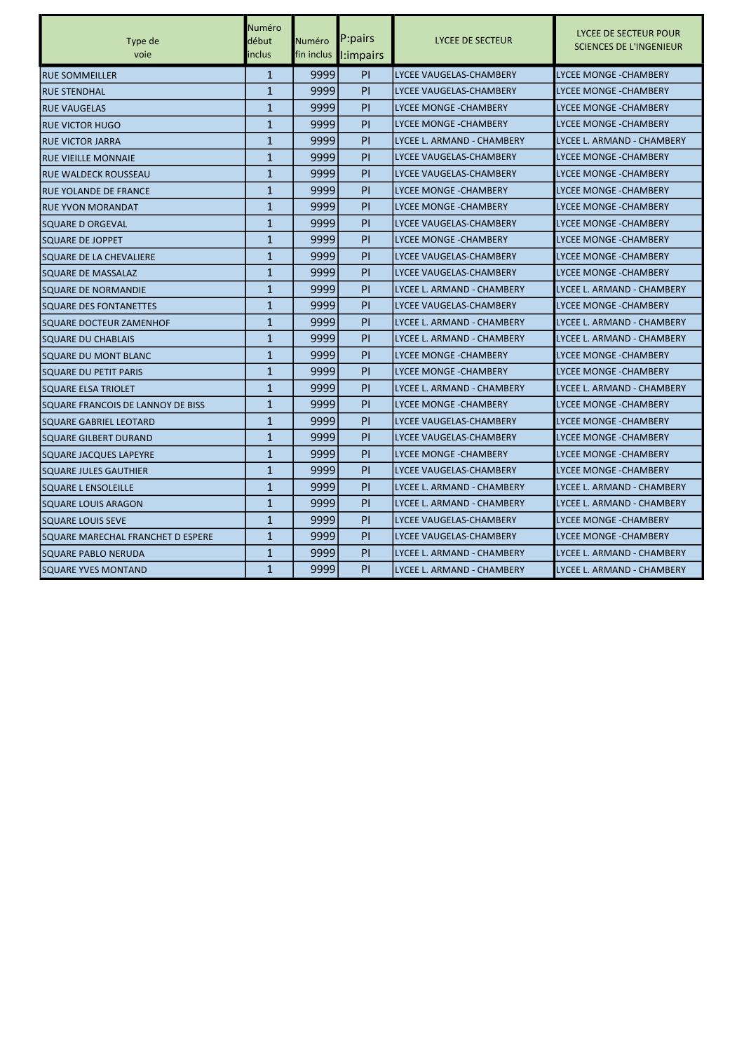| Type de voie | Numéro début inclus | Numéro fin inclus | P:pairs I:impairs | LYCEE DE SECTEUR | LYCEE DE SECTEUR POUR SCIENCES DE L'INGENIEUR |
|---|---|---|---|---|---|
| RUE SOMMEILLER | 1 | 9999 | PI | LYCEE VAUGELAS-CHAMBERY | LYCEE MONGE -CHAMBERY |
| RUE STENDHAL | 1 | 9999 | PI | LYCEE VAUGELAS-CHAMBERY | LYCEE MONGE -CHAMBERY |
| RUE VAUGELAS | 1 | 9999 | PI | LYCEE MONGE -CHAMBERY | LYCEE MONGE -CHAMBERY |
| RUE VICTOR HUGO | 1 | 9999 | PI | LYCEE MONGE -CHAMBERY | LYCEE MONGE -CHAMBERY |
| RUE VICTOR JARRA | 1 | 9999 | PI | LYCEE L. ARMAND - CHAMBERY | LYCEE L. ARMAND - CHAMBERY |
| RUE VIEILLE MONNAIE | 1 | 9999 | PI | LYCEE VAUGELAS-CHAMBERY | LYCEE MONGE -CHAMBERY |
| RUE WALDECK ROUSSEAU | 1 | 9999 | PI | LYCEE VAUGELAS-CHAMBERY | LYCEE MONGE -CHAMBERY |
| RUE YOLANDE DE FRANCE | 1 | 9999 | PI | LYCEE MONGE -CHAMBERY | LYCEE MONGE -CHAMBERY |
| RUE YVON MORANDAT | 1 | 9999 | PI | LYCEE MONGE -CHAMBERY | LYCEE MONGE -CHAMBERY |
| SQUARE D ORGEVAL | 1 | 9999 | PI | LYCEE VAUGELAS-CHAMBERY | LYCEE MONGE -CHAMBERY |
| SQUARE DE JOPPET | 1 | 9999 | PI | LYCEE MONGE -CHAMBERY | LYCEE MONGE -CHAMBERY |
| SQUARE DE LA CHEVALIERE | 1 | 9999 | PI | LYCEE VAUGELAS-CHAMBERY | LYCEE MONGE -CHAMBERY |
| SQUARE DE MASSALAZ | 1 | 9999 | PI | LYCEE VAUGELAS-CHAMBERY | LYCEE MONGE -CHAMBERY |
| SQUARE DE NORMANDIE | 1 | 9999 | PI | LYCEE L. ARMAND - CHAMBERY | LYCEE L. ARMAND - CHAMBERY |
| SQUARE DES FONTANETTES | 1 | 9999 | PI | LYCEE VAUGELAS-CHAMBERY | LYCEE MONGE -CHAMBERY |
| SQUARE DOCTEUR ZAMENHOF | 1 | 9999 | PI | LYCEE L. ARMAND - CHAMBERY | LYCEE L. ARMAND - CHAMBERY |
| SQUARE DU CHABLAIS | 1 | 9999 | PI | LYCEE L. ARMAND - CHAMBERY | LYCEE L. ARMAND - CHAMBERY |
| SQUARE DU MONT BLANC | 1 | 9999 | PI | LYCEE MONGE -CHAMBERY | LYCEE MONGE -CHAMBERY |
| SQUARE DU PETIT PARIS | 1 | 9999 | PI | LYCEE MONGE -CHAMBERY | LYCEE MONGE -CHAMBERY |
| SQUARE ELSA TRIOLET | 1 | 9999 | PI | LYCEE L. ARMAND - CHAMBERY | LYCEE L. ARMAND - CHAMBERY |
| SQUARE FRANCOIS DE LANNOY DE BISS | 1 | 9999 | PI | LYCEE MONGE -CHAMBERY | LYCEE MONGE -CHAMBERY |
| SQUARE GABRIEL LEOTARD | 1 | 9999 | PI | LYCEE VAUGELAS-CHAMBERY | LYCEE MONGE -CHAMBERY |
| SQUARE GILBERT DURAND | 1 | 9999 | PI | LYCEE VAUGELAS-CHAMBERY | LYCEE MONGE -CHAMBERY |
| SQUARE JACQUES LAPEYRE | 1 | 9999 | PI | LYCEE MONGE -CHAMBERY | LYCEE MONGE -CHAMBERY |
| SQUARE JULES GAUTHIER | 1 | 9999 | PI | LYCEE VAUGELAS-CHAMBERY | LYCEE MONGE -CHAMBERY |
| SQUARE L ENSOLEILLE | 1 | 9999 | PI | LYCEE L. ARMAND - CHAMBERY | LYCEE L. ARMAND - CHAMBERY |
| SQUARE LOUIS ARAGON | 1 | 9999 | PI | LYCEE L. ARMAND - CHAMBERY | LYCEE L. ARMAND - CHAMBERY |
| SQUARE LOUIS SEVE | 1 | 9999 | PI | LYCEE VAUGELAS-CHAMBERY | LYCEE MONGE -CHAMBERY |
| SQUARE MARECHAL FRANCHET D ESPERE | 1 | 9999 | PI | LYCEE VAUGELAS-CHAMBERY | LYCEE MONGE -CHAMBERY |
| SQUARE PABLO NERUDA | 1 | 9999 | PI | LYCEE L. ARMAND - CHAMBERY | LYCEE L. ARMAND - CHAMBERY |
| SQUARE YVES MONTAND | 1 | 9999 | PI | LYCEE L. ARMAND - CHAMBERY | LYCEE L. ARMAND - CHAMBERY |